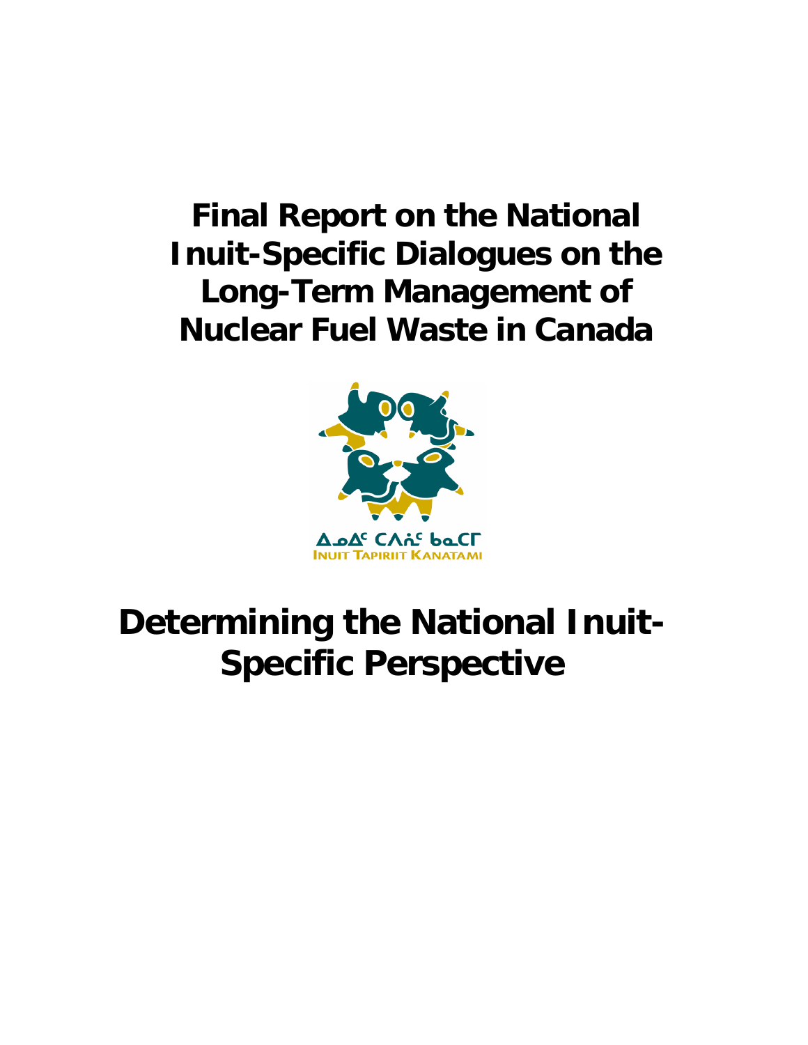# Final Report on the National Inuit-Specific Dialogues on the Long-Term Management of Nuclear Fuel Waste in Canada

ᐃᓄᐃᑦ ᑕᐱᕇᑦ ᑲᓇᑕᒥ
INUIT TAPIRIIT KANATAMI

# Determining the National Inuit-Specific Perspective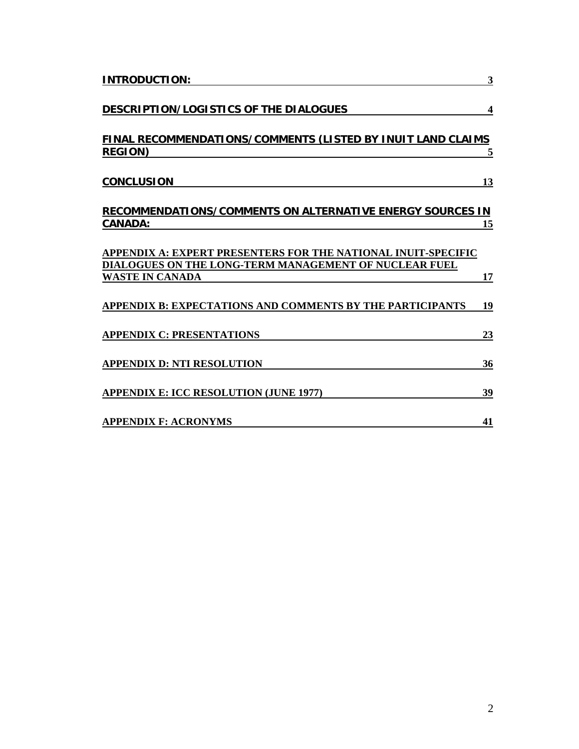| | |
|---|---|
| **INTRODUCTION:** | 3 |
| **DESCRIPTION/LOGISTICS OF THE DIALOGUES** | 4 |
| **FINAL RECOMMENDATIONS/COMMENTS (LISTED BY INUIT LAND CLAIMS REGION)** | 5 |
| **CONCLUSION** | 13 |
| **RECOMMENDATIONS/COMMENTS ON ALTERNATIVE ENERGY SOURCES IN CANADA:** | 15 |
| **APPENDIX A: EXPERT PRESENTERS FOR THE NATIONAL INUIT-SPECIFIC DIALOGUES ON THE LONG-TERM MANAGEMENT OF NUCLEAR FUEL WASTE IN CANADA** | 17 |
| **APPENDIX B: EXPECTATIONS AND COMMENTS BY THE PARTICIPANTS** | 19 |
| **APPENDIX C: PRESENTATIONS** | 23 |
| **APPENDIX D: NTI RESOLUTION** | 36 |
| **APPENDIX E: ICC RESOLUTION (JUNE 1977)** | 39 |
| **APPENDIX F: ACRONYMS** | 41 |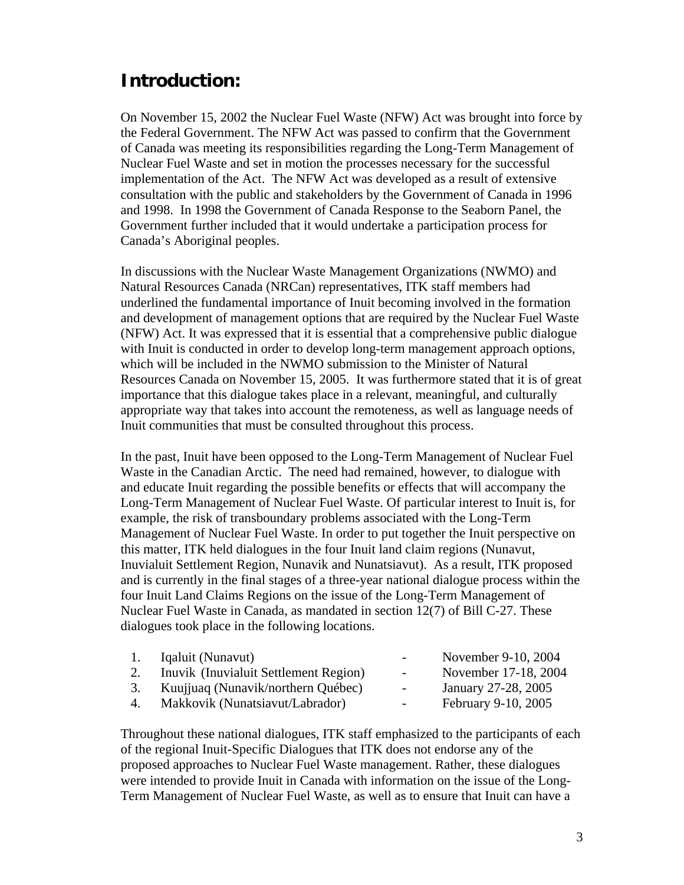# Introduction:

On November 15, 2002 the Nuclear Fuel Waste (NFW) Act was brought into force by the Federal Government. The NFW Act was passed to confirm that the Government of Canada was meeting its responsibilities regarding the Long-Term Management of Nuclear Fuel Waste and set in motion the processes necessary for the successful implementation of the Act. The NFW Act was developed as a result of extensive consultation with the public and stakeholders by the Government of Canada in 1996 and 1998. In 1998 the Government of Canada Response to the Seaborn Panel, the Government further included that it would undertake a participation process for Canada's Aboriginal peoples.

In discussions with the Nuclear Waste Management Organizations (NWMO) and Natural Resources Canada (NRCan) representatives, ITK staff members had underlined the fundamental importance of Inuit becoming involved in the formation and development of management options that are required by the Nuclear Fuel Waste (NFW) Act. It was expressed that it is essential that a comprehensive public dialogue with Inuit is conducted in order to develop long-term management approach options, which will be included in the NWMO submission to the Minister of Natural Resources Canada on November 15, 2005. It was furthermore stated that it is of great importance that this dialogue takes place in a relevant, meaningful, and culturally appropriate way that takes into account the remoteness, as well as language needs of Inuit communities that must be consulted throughout this process.

In the past, Inuit have been opposed to the Long-Term Management of Nuclear Fuel Waste in the Canadian Arctic. The need had remained, however, to dialogue with and educate Inuit regarding the possible benefits or effects that will accompany the Long-Term Management of Nuclear Fuel Waste. Of particular interest to Inuit is, for example, the risk of transboundary problems associated with the Long-Term Management of Nuclear Fuel Waste. In order to put together the Inuit perspective on this matter, ITK held dialogues in the four Inuit land claim regions (Nunavut, Inuvialuit Settlement Region, Nunavik and Nunatsiavut). As a result, ITK proposed and is currently in the final stages of a three-year national dialogue process within the four Inuit Land Claims Regions on the issue of the Long-Term Management of Nuclear Fuel Waste in Canada, as mandated in section 12(7) of Bill C-27. These dialogues took place in the following locations.

1. Iqaluit (Nunavut) - November 9-10, 2004
2. Inuvik (Inuvialuit Settlement Region) - November 17-18, 2004
3. Kuujjuaq (Nunavik/northern Québec) - January 27-28, 2005
4. Makkovik (Nunatsiavut/Labrador) - February 9-10, 2005

Throughout these national dialogues, ITK staff emphasized to the participants of each of the regional Inuit-Specific Dialogues that ITK does not endorse any of the proposed approaches to Nuclear Fuel Waste management. Rather, these dialogues were intended to provide Inuit in Canada with information on the issue of the Long-Term Management of Nuclear Fuel Waste, as well as to ensure that Inuit can have a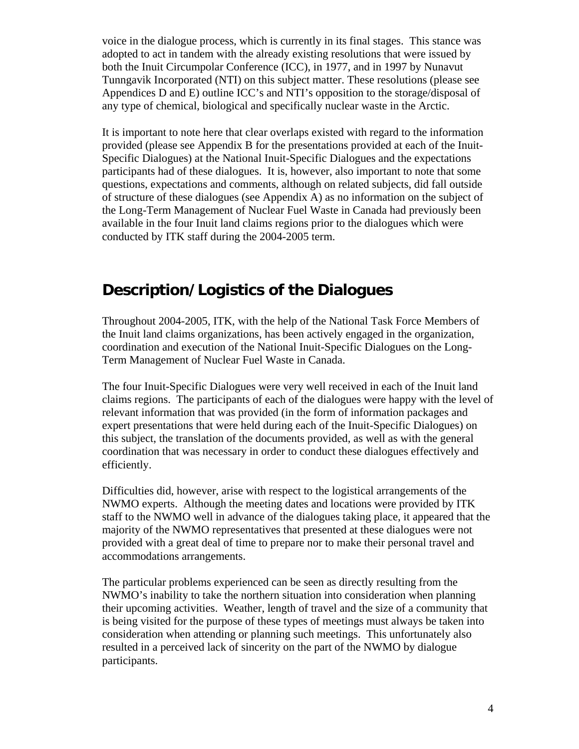voice in the dialogue process, which is currently in its final stages. This stance was adopted to act in tandem with the already existing resolutions that were issued by both the Inuit Circumpolar Conference (ICC), in 1977, and in 1997 by Nunavut Tunngavik Incorporated (NTI) on this subject matter. These resolutions (please see Appendices D and E) outline ICC's and NTI's opposition to the storage/disposal of any type of chemical, biological and specifically nuclear waste in the Arctic.

It is important to note here that clear overlaps existed with regard to the information provided (please see Appendix B for the presentations provided at each of the Inuit-Specific Dialogues) at the National Inuit-Specific Dialogues and the expectations participants had of these dialogues. It is, however, also important to note that some questions, expectations and comments, although on related subjects, did fall outside of structure of these dialogues (see Appendix A) as no information on the subject of the Long-Term Management of Nuclear Fuel Waste in Canada had previously been available in the four Inuit land claims regions prior to the dialogues which were conducted by ITK staff during the 2004-2005 term.

## Description/Logistics of the Dialogues

Throughout 2004-2005, ITK, with the help of the National Task Force Members of the Inuit land claims organizations, has been actively engaged in the organization, coordination and execution of the National Inuit-Specific Dialogues on the Long-Term Management of Nuclear Fuel Waste in Canada.

The four Inuit-Specific Dialogues were very well received in each of the Inuit land claims regions. The participants of each of the dialogues were happy with the level of relevant information that was provided (in the form of information packages and expert presentations that were held during each of the Inuit-Specific Dialogues) on this subject, the translation of the documents provided, as well as with the general coordination that was necessary in order to conduct these dialogues effectively and efficiently.

Difficulties did, however, arise with respect to the logistical arrangements of the NWMO experts. Although the meeting dates and locations were provided by ITK staff to the NWMO well in advance of the dialogues taking place, it appeared that the majority of the NWMO representatives that presented at these dialogues were not provided with a great deal of time to prepare nor to make their personal travel and accommodations arrangements.

The particular problems experienced can be seen as directly resulting from the NWMO's inability to take the northern situation into consideration when planning their upcoming activities. Weather, length of travel and the size of a community that is being visited for the purpose of these types of meetings must always be taken into consideration when attending or planning such meetings. This unfortunately also resulted in a perceived lack of sincerity on the part of the NWMO by dialogue participants.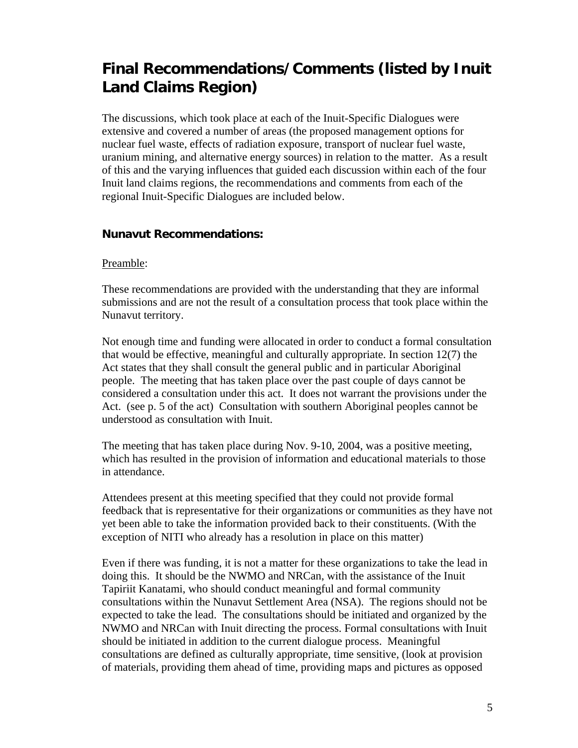# Final Recommendations/Comments (listed by Inuit Land Claims Region)

The discussions, which took place at each of the Inuit-Specific Dialogues were extensive and covered a number of areas (the proposed management options for nuclear fuel waste, effects of radiation exposure, transport of nuclear fuel waste, uranium mining, and alternative energy sources) in relation to the matter. As a result of this and the varying influences that guided each discussion within each of the four Inuit land claims regions, the recommendations and comments from each of the regional Inuit-Specific Dialogues are included below.

### Nunavut Recommendations:

Preamble:

These recommendations are provided with the understanding that they are informal submissions and are not the result of a consultation process that took place within the Nunavut territory.

Not enough time and funding were allocated in order to conduct a formal consultation that would be effective, meaningful and culturally appropriate. In section 12(7) the Act states that they shall consult the general public and in particular Aboriginal people. The meeting that has taken place over the past couple of days cannot be considered a consultation under this act. It does not warrant the provisions under the Act. (see p. 5 of the act) Consultation with southern Aboriginal peoples cannot be understood as consultation with Inuit.

The meeting that has taken place during Nov. 9-10, 2004, was a positive meeting, which has resulted in the provision of information and educational materials to those in attendance.

Attendees present at this meeting specified that they could not provide formal feedback that is representative for their organizations or communities as they have not yet been able to take the information provided back to their constituents. (With the exception of NITI who already has a resolution in place on this matter)

Even if there was funding, it is not a matter for these organizations to take the lead in doing this. It should be the NWMO and NRCan, with the assistance of the Inuit Tapiriit Kanatami, who should conduct meaningful and formal community consultations within the Nunavut Settlement Area (NSA). The regions should not be expected to take the lead. The consultations should be initiated and organized by the NWMO and NRCan with Inuit directing the process. Formal consultations with Inuit should be initiated in addition to the current dialogue process. Meaningful consultations are defined as culturally appropriate, time sensitive, (look at provision of materials, providing them ahead of time, providing maps and pictures as opposed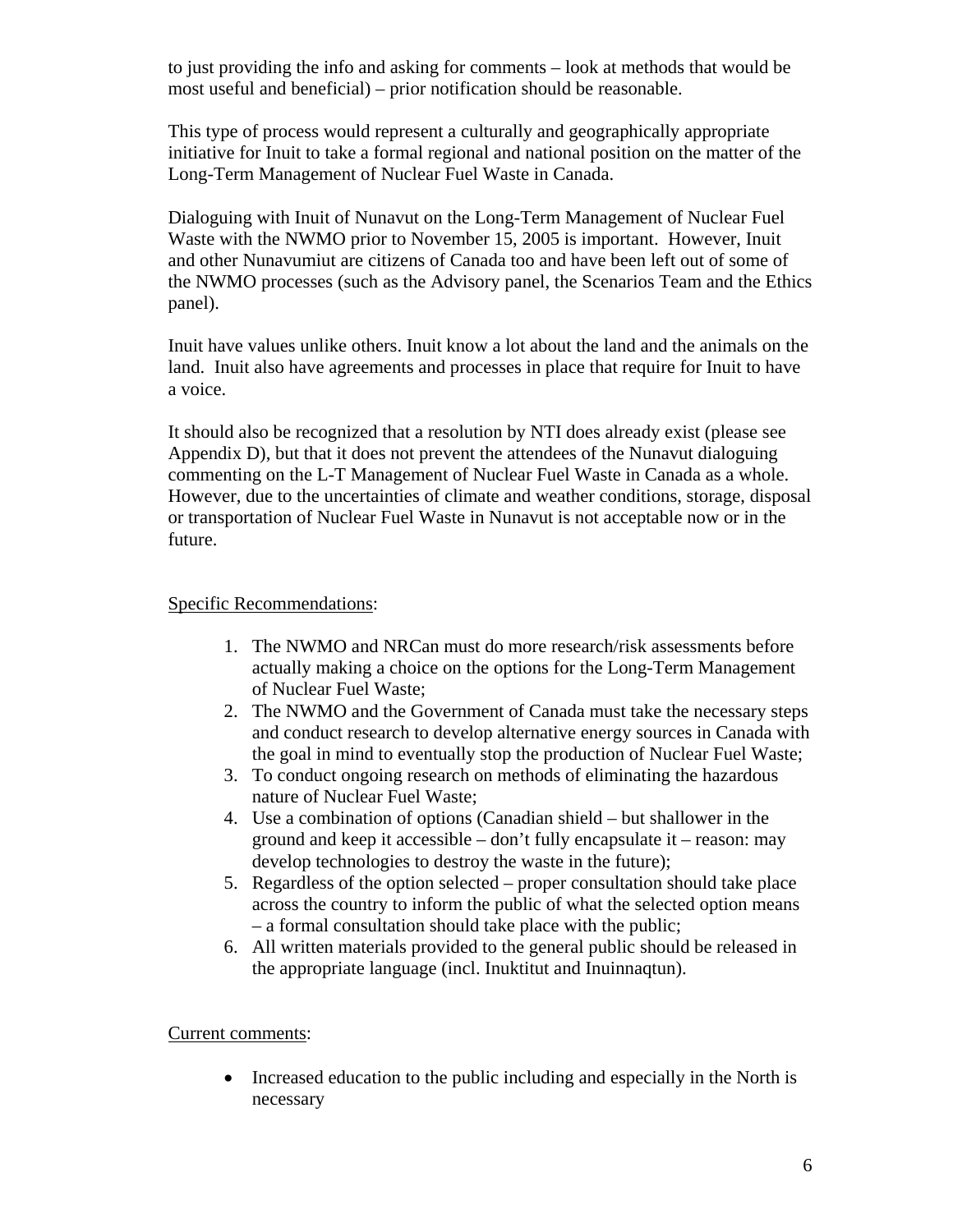to just providing the info and asking for comments – look at methods that would be most useful and beneficial) – prior notification should be reasonable.

This type of process would represent a culturally and geographically appropriate initiative for Inuit to take a formal regional and national position on the matter of the Long-Term Management of Nuclear Fuel Waste in Canada.

Dialoguing with Inuit of Nunavut on the Long-Term Management of Nuclear Fuel Waste with the NWMO prior to November 15, 2005 is important. However, Inuit and other Nunavumiut are citizens of Canada too and have been left out of some of the NWMO processes (such as the Advisory panel, the Scenarios Team and the Ethics panel).

Inuit have values unlike others. Inuit know a lot about the land and the animals on the land. Inuit also have agreements and processes in place that require for Inuit to have a voice.

It should also be recognized that a resolution by NTI does already exist (please see Appendix D), but that it does not prevent the attendees of the Nunavut dialoguing commenting on the L-T Management of Nuclear Fuel Waste in Canada as a whole. However, due to the uncertainties of climate and weather conditions, storage, disposal or transportation of Nuclear Fuel Waste in Nunavut is not acceptable now or in the future.

<u>Specific Recommendations</u>:

1. The NWMO and NRCan must do more research/risk assessments before actually making a choice on the options for the Long-Term Management of Nuclear Fuel Waste;
2. The NWMO and the Government of Canada must take the necessary steps and conduct research to develop alternative energy sources in Canada with the goal in mind to eventually stop the production of Nuclear Fuel Waste;
3. To conduct ongoing research on methods of eliminating the hazardous nature of Nuclear Fuel Waste;
4. Use a combination of options (Canadian shield – but shallower in the ground and keep it accessible – don't fully encapsulate it – reason: may develop technologies to destroy the waste in the future);
5. Regardless of the option selected – proper consultation should take place across the country to inform the public of what the selected option means – a formal consultation should take place with the public;
6. All written materials provided to the general public should be released in the appropriate language (incl. Inuktitut and Inuinnaqtun).

<u>Current comments</u>:

- Increased education to the public including and especially in the North is necessary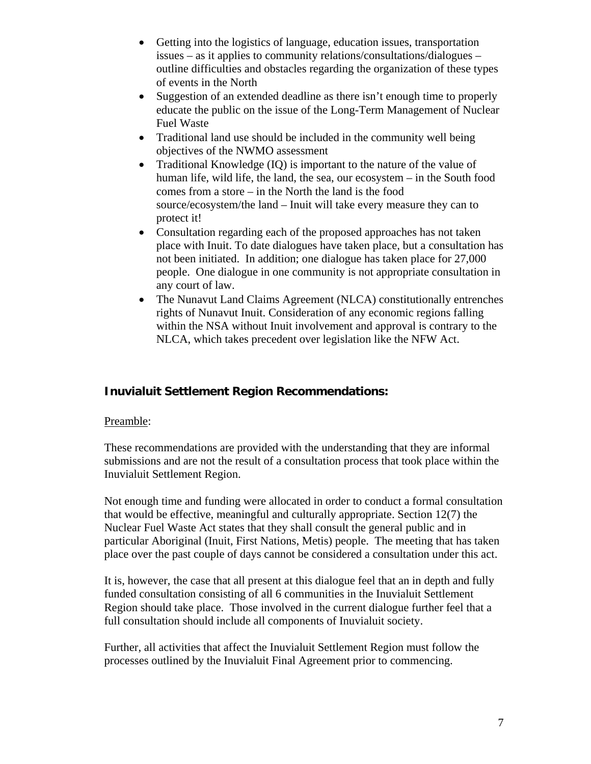- Getting into the logistics of language, education issues, transportation issues – as it applies to community relations/consultations/dialogues – outline difficulties and obstacles regarding the organization of these types of events in the North
- Suggestion of an extended deadline as there isn't enough time to properly educate the public on the issue of the Long-Term Management of Nuclear Fuel Waste
- Traditional land use should be included in the community well being objectives of the NWMO assessment
- Traditional Knowledge (IQ) is important to the nature of the value of human life, wild life, the land, the sea, our ecosystem – in the South food comes from a store – in the North the land is the food source/ecosystem/the land – Inuit will take every measure they can to protect it!
- Consultation regarding each of the proposed approaches has not taken place with Inuit. To date dialogues have taken place, but a consultation has not been initiated. In addition; one dialogue has taken place for 27,000 people. One dialogue in one community is not appropriate consultation in any court of law.
- The Nunavut Land Claims Agreement (NLCA) constitutionally entrenches rights of Nunavut Inuit. Consideration of any economic regions falling within the NSA without Inuit involvement and approval is contrary to the NLCA, which takes precedent over legislation like the NFW Act.

## Inuvialuit Settlement Region Recommendations:

Preamble:

These recommendations are provided with the understanding that they are informal submissions and are not the result of a consultation process that took place within the Inuvialuit Settlement Region.

Not enough time and funding were allocated in order to conduct a formal consultation that would be effective, meaningful and culturally appropriate. Section 12(7) the Nuclear Fuel Waste Act states that they shall consult the general public and in particular Aboriginal (Inuit, First Nations, Metis) people. The meeting that has taken place over the past couple of days cannot be considered a consultation under this act.

It is, however, the case that all present at this dialogue feel that an in depth and fully funded consultation consisting of all 6 communities in the Inuvialuit Settlement Region should take place. Those involved in the current dialogue further feel that a full consultation should include all components of Inuvialuit society.

Further, all activities that affect the Inuvialuit Settlement Region must follow the processes outlined by the Inuvialuit Final Agreement prior to commencing.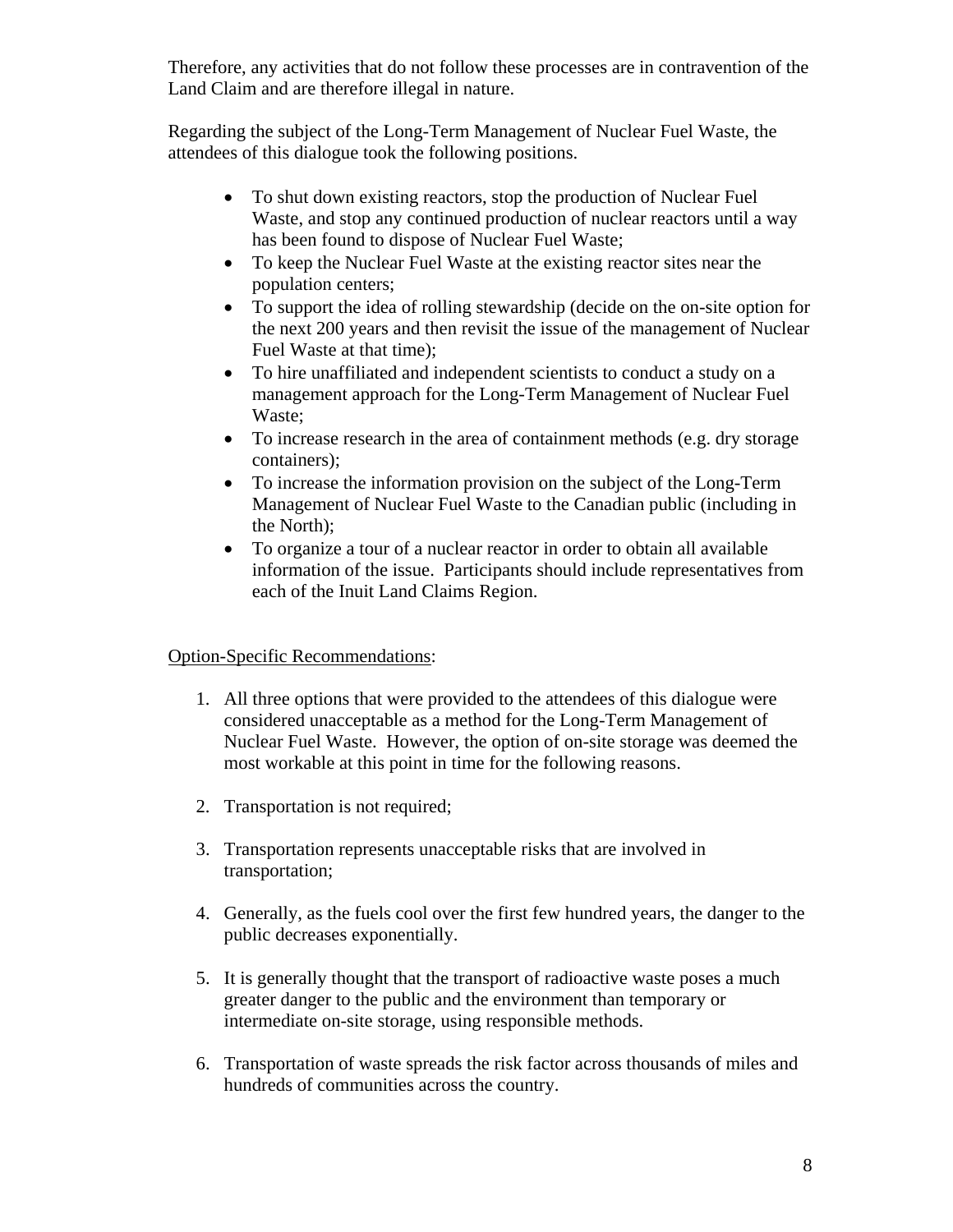Therefore, any activities that do not follow these processes are in contravention of the Land Claim and are therefore illegal in nature.

Regarding the subject of the Long-Term Management of Nuclear Fuel Waste, the attendees of this dialogue took the following positions.

- To shut down existing reactors, stop the production of Nuclear Fuel Waste, and stop any continued production of nuclear reactors until a way has been found to dispose of Nuclear Fuel Waste;
- To keep the Nuclear Fuel Waste at the existing reactor sites near the population centers;
- To support the idea of rolling stewardship (decide on the on-site option for the next 200 years and then revisit the issue of the management of Nuclear Fuel Waste at that time);
- To hire unaffiliated and independent scientists to conduct a study on a management approach for the Long-Term Management of Nuclear Fuel Waste;
- To increase research in the area of containment methods (e.g. dry storage containers);
- To increase the information provision on the subject of the Long-Term Management of Nuclear Fuel Waste to the Canadian public (including in the North);
- To organize a tour of a nuclear reactor in order to obtain all available information of the issue. Participants should include representatives from each of the Inuit Land Claims Region.

<u>Option-Specific Recommendations</u>:

1. All three options that were provided to the attendees of this dialogue were considered unacceptable as a method for the Long-Term Management of Nuclear Fuel Waste. However, the option of on-site storage was deemed the most workable at this point in time for the following reasons.

2. Transportation is not required;

3. Transportation represents unacceptable risks that are involved in transportation;

4. Generally, as the fuels cool over the first few hundred years, the danger to the public decreases exponentially.

5. It is generally thought that the transport of radioactive waste poses a much greater danger to the public and the environment than temporary or intermediate on-site storage, using responsible methods.

6. Transportation of waste spreads the risk factor across thousands of miles and hundreds of communities across the country.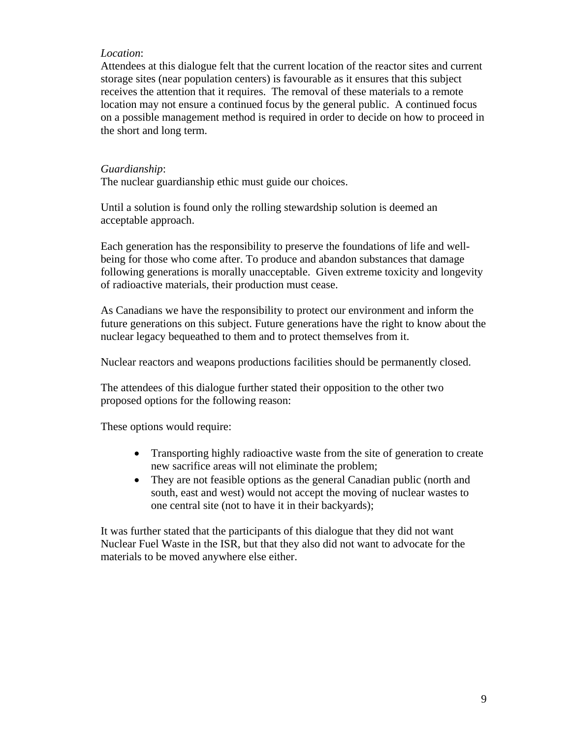*Location*:
Attendees at this dialogue felt that the current location of the reactor sites and current storage sites (near population centers) is favourable as it ensures that this subject receives the attention that it requires. The removal of these materials to a remote location may not ensure a continued focus by the general public. A continued focus on a possible management method is required in order to decide on how to proceed in the short and long term.

*Guardianship*:
The nuclear guardianship ethic must guide our choices.

Until a solution is found only the rolling stewardship solution is deemed an acceptable approach.

Each generation has the responsibility to preserve the foundations of life and well-being for those who come after. To produce and abandon substances that damage following generations is morally unacceptable. Given extreme toxicity and longevity of radioactive materials, their production must cease.

As Canadians we have the responsibility to protect our environment and inform the future generations on this subject. Future generations have the right to know about the nuclear legacy bequeathed to them and to protect themselves from it.

Nuclear reactors and weapons productions facilities should be permanently closed.

The attendees of this dialogue further stated their opposition to the other two proposed options for the following reason:

These options would require:

- Transporting highly radioactive waste from the site of generation to create new sacrifice areas will not eliminate the problem;
- They are not feasible options as the general Canadian public (north and south, east and west) would not accept the moving of nuclear wastes to one central site (not to have it in their backyards);

It was further stated that the participants of this dialogue that they did not want Nuclear Fuel Waste in the ISR, but that they also did not want to advocate for the materials to be moved anywhere else either.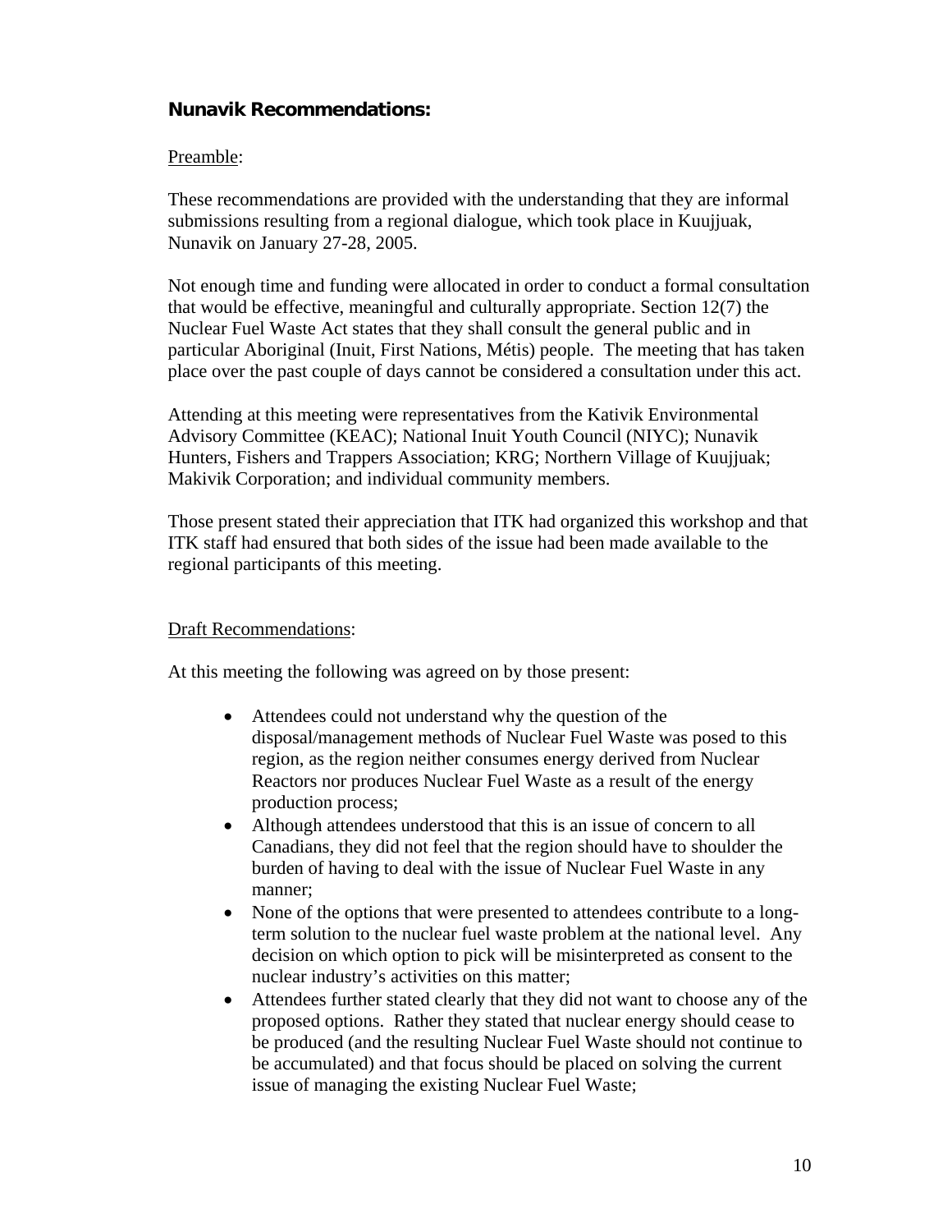## Nunavik Recommendations:

Preamble:

These recommendations are provided with the understanding that they are informal submissions resulting from a regional dialogue, which took place in Kuujjuak, Nunavik on January 27-28, 2005.

Not enough time and funding were allocated in order to conduct a formal consultation that would be effective, meaningful and culturally appropriate. Section 12(7) the Nuclear Fuel Waste Act states that they shall consult the general public and in particular Aboriginal (Inuit, First Nations, Métis) people. The meeting that has taken place over the past couple of days cannot be considered a consultation under this act.

Attending at this meeting were representatives from the Kativik Environmental Advisory Committee (KEAC); National Inuit Youth Council (NIYC); Nunavik Hunters, Fishers and Trappers Association; KRG; Northern Village of Kuujjuak; Makivik Corporation; and individual community members.

Those present stated their appreciation that ITK had organized this workshop and that ITK staff had ensured that both sides of the issue had been made available to the regional participants of this meeting.

Draft Recommendations:

At this meeting the following was agreed on by those present:

- Attendees could not understand why the question of the disposal/management methods of Nuclear Fuel Waste was posed to this region, as the region neither consumes energy derived from Nuclear Reactors nor produces Nuclear Fuel Waste as a result of the energy production process;
- Although attendees understood that this is an issue of concern to all Canadians, they did not feel that the region should have to shoulder the burden of having to deal with the issue of Nuclear Fuel Waste in any manner;
- None of the options that were presented to attendees contribute to a long-term solution to the nuclear fuel waste problem at the national level. Any decision on which option to pick will be misinterpreted as consent to the nuclear industry's activities on this matter;
- Attendees further stated clearly that they did not want to choose any of the proposed options. Rather they stated that nuclear energy should cease to be produced (and the resulting Nuclear Fuel Waste should not continue to be accumulated) and that focus should be placed on solving the current issue of managing the existing Nuclear Fuel Waste;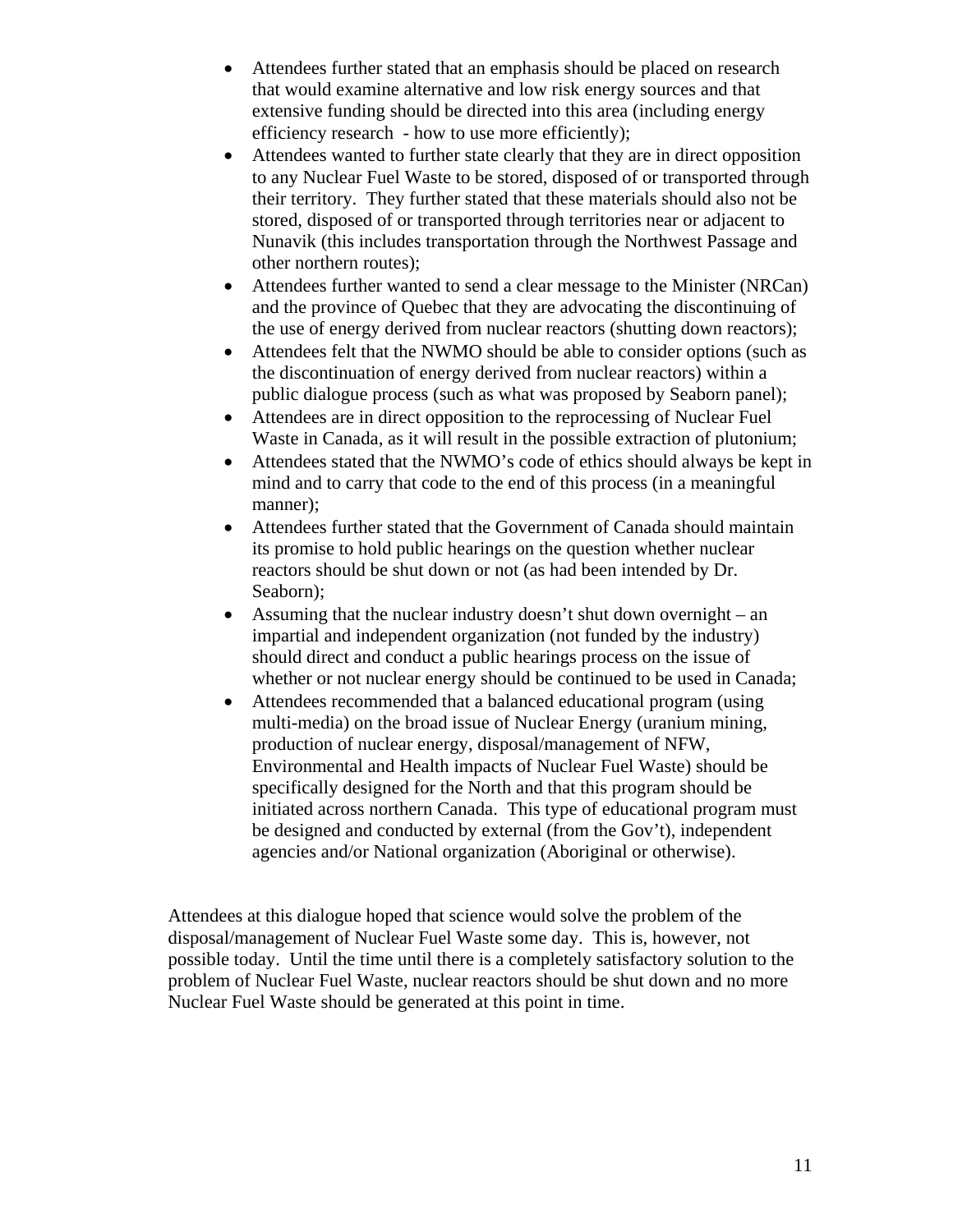- Attendees further stated that an emphasis should be placed on research that would examine alternative and low risk energy sources and that extensive funding should be directed into this area (including energy efficiency research - how to use more efficiently);
- Attendees wanted to further state clearly that they are in direct opposition to any Nuclear Fuel Waste to be stored, disposed of or transported through their territory. They further stated that these materials should also not be stored, disposed of or transported through territories near or adjacent to Nunavik (this includes transportation through the Northwest Passage and other northern routes);
- Attendees further wanted to send a clear message to the Minister (NRCan) and the province of Quebec that they are advocating the discontinuing of the use of energy derived from nuclear reactors (shutting down reactors);
- Attendees felt that the NWMO should be able to consider options (such as the discontinuation of energy derived from nuclear reactors) within a public dialogue process (such as what was proposed by Seaborn panel);
- Attendees are in direct opposition to the reprocessing of Nuclear Fuel Waste in Canada, as it will result in the possible extraction of plutonium;
- Attendees stated that the NWMO's code of ethics should always be kept in mind and to carry that code to the end of this process (in a meaningful manner);
- Attendees further stated that the Government of Canada should maintain its promise to hold public hearings on the question whether nuclear reactors should be shut down or not (as had been intended by Dr. Seaborn);
- Assuming that the nuclear industry doesn't shut down overnight – an impartial and independent organization (not funded by the industry) should direct and conduct a public hearings process on the issue of whether or not nuclear energy should be continued to be used in Canada;
- Attendees recommended that a balanced educational program (using multi-media) on the broad issue of Nuclear Energy (uranium mining, production of nuclear energy, disposal/management of NFW, Environmental and Health impacts of Nuclear Fuel Waste) should be specifically designed for the North and that this program should be initiated across northern Canada. This type of educational program must be designed and conducted by external (from the Gov't), independent agencies and/or National organization (Aboriginal or otherwise).

Attendees at this dialogue hoped that science would solve the problem of the disposal/management of Nuclear Fuel Waste some day. This is, however, not possible today. Until the time until there is a completely satisfactory solution to the problem of Nuclear Fuel Waste, nuclear reactors should be shut down and no more Nuclear Fuel Waste should be generated at this point in time.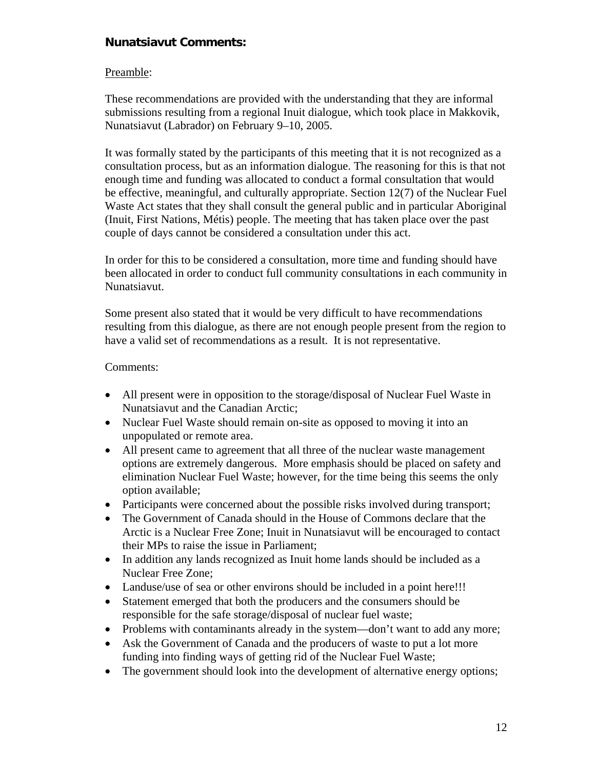### Nunatsiavut Comments:

Preamble:

These recommendations are provided with the understanding that they are informal submissions resulting from a regional Inuit dialogue, which took place in Makkovik, Nunatsiavut (Labrador) on February 9–10, 2005.

It was formally stated by the participants of this meeting that it is not recognized as a consultation process, but as an information dialogue. The reasoning for this is that not enough time and funding was allocated to conduct a formal consultation that would be effective, meaningful, and culturally appropriate. Section 12(7) of the Nuclear Fuel Waste Act states that they shall consult the general public and in particular Aboriginal (Inuit, First Nations, Métis) people. The meeting that has taken place over the past couple of days cannot be considered a consultation under this act.

In order for this to be considered a consultation, more time and funding should have been allocated in order to conduct full community consultations in each community in Nunatsiavut.

Some present also stated that it would be very difficult to have recommendations resulting from this dialogue, as there are not enough people present from the region to have a valid set of recommendations as a result. It is not representative.

Comments:

- All present were in opposition to the storage/disposal of Nuclear Fuel Waste in Nunatsiavut and the Canadian Arctic;
- Nuclear Fuel Waste should remain on-site as opposed to moving it into an unpopulated or remote area.
- All present came to agreement that all three of the nuclear waste management options are extremely dangerous. More emphasis should be placed on safety and elimination Nuclear Fuel Waste; however, for the time being this seems the only option available;
- Participants were concerned about the possible risks involved during transport;
- The Government of Canada should in the House of Commons declare that the Arctic is a Nuclear Free Zone; Inuit in Nunatsiavut will be encouraged to contact their MPs to raise the issue in Parliament;
- In addition any lands recognized as Inuit home lands should be included as a Nuclear Free Zone;
- Landuse/use of sea or other environs should be included in a point here!!!
- Statement emerged that both the producers and the consumers should be responsible for the safe storage/disposal of nuclear fuel waste;
- Problems with contaminants already in the system—don't want to add any more;
- Ask the Government of Canada and the producers of waste to put a lot more funding into finding ways of getting rid of the Nuclear Fuel Waste;
- The government should look into the development of alternative energy options;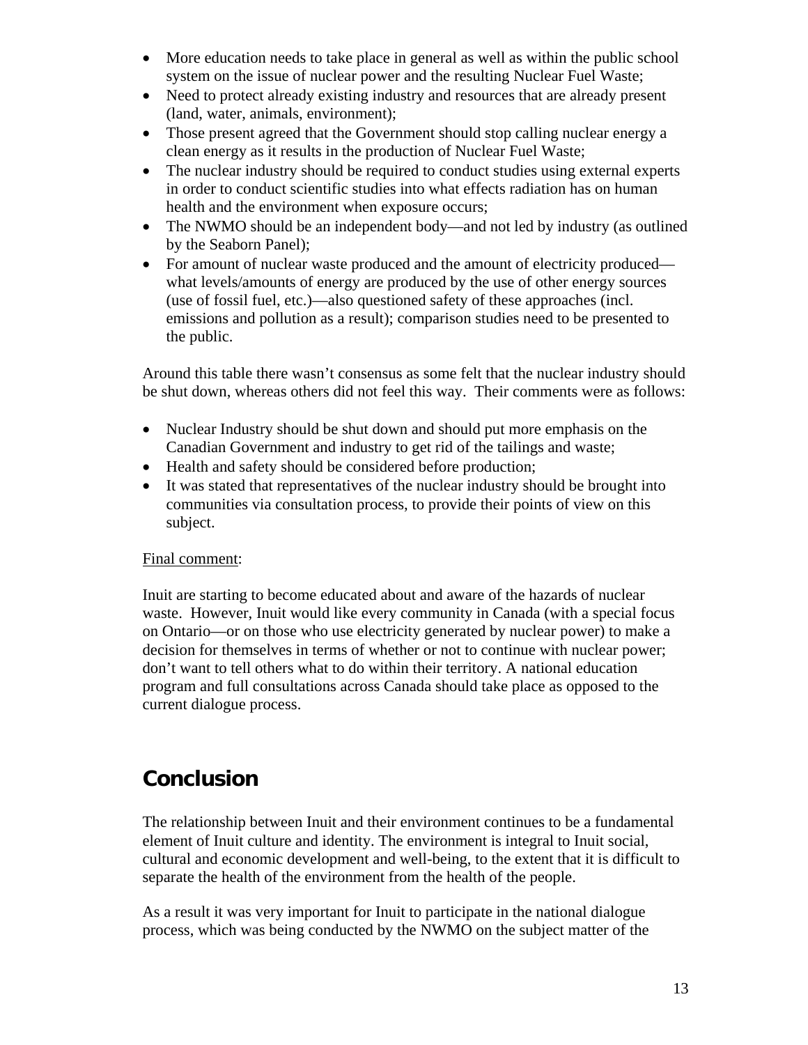- More education needs to take place in general as well as within the public school system on the issue of nuclear power and the resulting Nuclear Fuel Waste;
- Need to protect already existing industry and resources that are already present (land, water, animals, environment);
- Those present agreed that the Government should stop calling nuclear energy a clean energy as it results in the production of Nuclear Fuel Waste;
- The nuclear industry should be required to conduct studies using external experts in order to conduct scientific studies into what effects radiation has on human health and the environment when exposure occurs;
- The NWMO should be an independent body—and not led by industry (as outlined by the Seaborn Panel);
- For amount of nuclear waste produced and the amount of electricity produced—what levels/amounts of energy are produced by the use of other energy sources (use of fossil fuel, etc.)—also questioned safety of these approaches (incl. emissions and pollution as a result); comparison studies need to be presented to the public.

Around this table there wasn't consensus as some felt that the nuclear industry should be shut down, whereas others did not feel this way. Their comments were as follows:

- Nuclear Industry should be shut down and should put more emphasis on the Canadian Government and industry to get rid of the tailings and waste;
- Health and safety should be considered before production;
- It was stated that representatives of the nuclear industry should be brought into communities via consultation process, to provide their points of view on this subject.

Final comment:

Inuit are starting to become educated about and aware of the hazards of nuclear waste. However, Inuit would like every community in Canada (with a special focus on Ontario—or on those who use electricity generated by nuclear power) to make a decision for themselves in terms of whether or not to continue with nuclear power; don't want to tell others what to do within their territory. A national education program and full consultations across Canada should take place as opposed to the current dialogue process.

# Conclusion

The relationship between Inuit and their environment continues to be a fundamental element of Inuit culture and identity. The environment is integral to Inuit social, cultural and economic development and well-being, to the extent that it is difficult to separate the health of the environment from the health of the people.

As a result it was very important for Inuit to participate in the national dialogue process, which was being conducted by the NWMO on the subject matter of the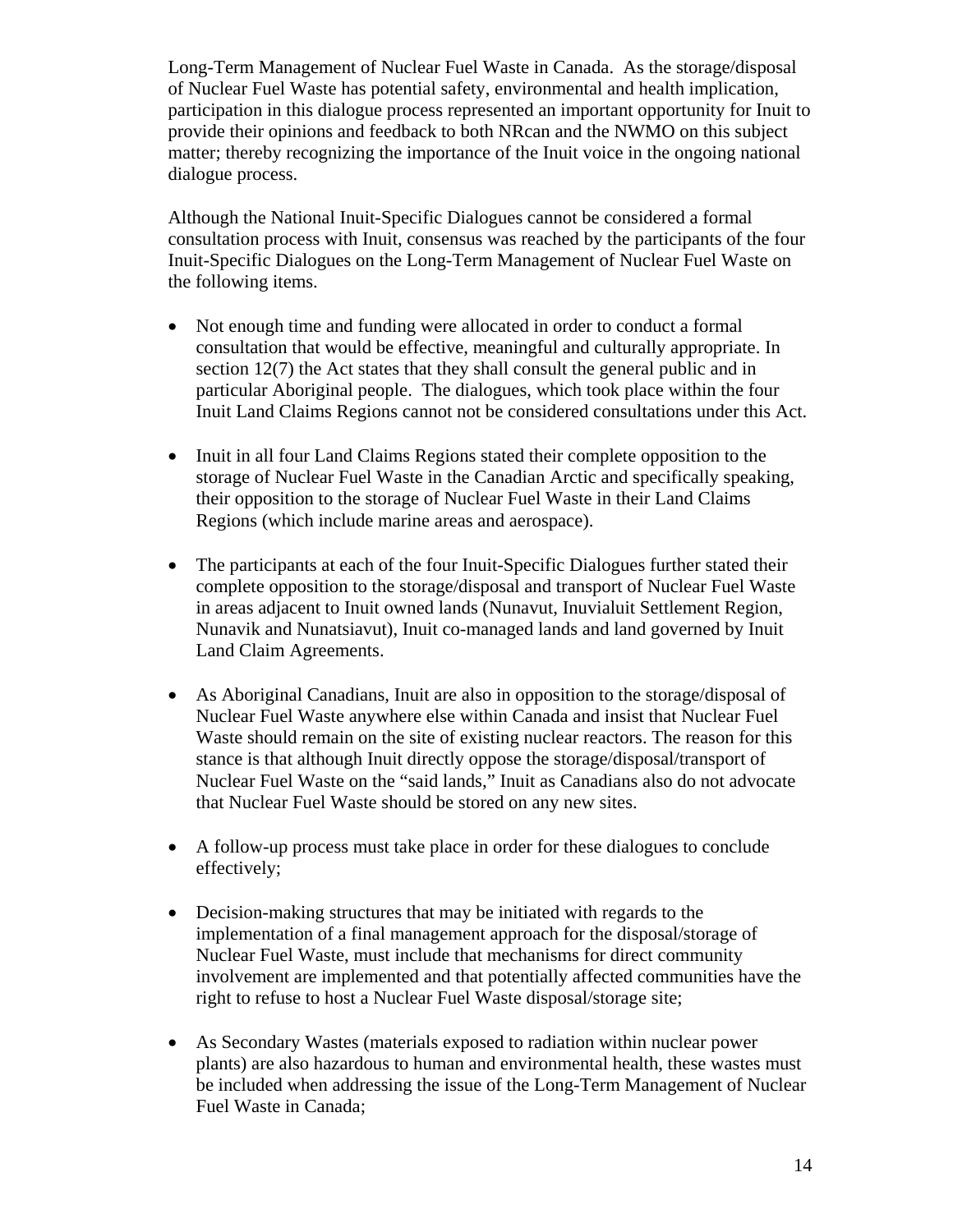Long-Term Management of Nuclear Fuel Waste in Canada. As the storage/disposal of Nuclear Fuel Waste has potential safety, environmental and health implication, participation in this dialogue process represented an important opportunity for Inuit to provide their opinions and feedback to both NRcan and the NWMO on this subject matter; thereby recognizing the importance of the Inuit voice in the ongoing national dialogue process.

Although the National Inuit-Specific Dialogues cannot be considered a formal consultation process with Inuit, consensus was reached by the participants of the four Inuit-Specific Dialogues on the Long-Term Management of Nuclear Fuel Waste on the following items.

- Not enough time and funding were allocated in order to conduct a formal consultation that would be effective, meaningful and culturally appropriate. In section 12(7) the Act states that they shall consult the general public and in particular Aboriginal people. The dialogues, which took place within the four Inuit Land Claims Regions cannot not be considered consultations under this Act.

- Inuit in all four Land Claims Regions stated their complete opposition to the storage of Nuclear Fuel Waste in the Canadian Arctic and specifically speaking, their opposition to the storage of Nuclear Fuel Waste in their Land Claims Regions (which include marine areas and aerospace).

- The participants at each of the four Inuit-Specific Dialogues further stated their complete opposition to the storage/disposal and transport of Nuclear Fuel Waste in areas adjacent to Inuit owned lands (Nunavut, Inuvialuit Settlement Region, Nunavik and Nunatsiavut), Inuit co-managed lands and land governed by Inuit Land Claim Agreements.

- As Aboriginal Canadians, Inuit are also in opposition to the storage/disposal of Nuclear Fuel Waste anywhere else within Canada and insist that Nuclear Fuel Waste should remain on the site of existing nuclear reactors. The reason for this stance is that although Inuit directly oppose the storage/disposal/transport of Nuclear Fuel Waste on the "said lands," Inuit as Canadians also do not advocate that Nuclear Fuel Waste should be stored on any new sites.

- A follow-up process must take place in order for these dialogues to conclude effectively;

- Decision-making structures that may be initiated with regards to the implementation of a final management approach for the disposal/storage of Nuclear Fuel Waste, must include that mechanisms for direct community involvement are implemented and that potentially affected communities have the right to refuse to host a Nuclear Fuel Waste disposal/storage site;

- As Secondary Wastes (materials exposed to radiation within nuclear power plants) are also hazardous to human and environmental health, these wastes must be included when addressing the issue of the Long-Term Management of Nuclear Fuel Waste in Canada;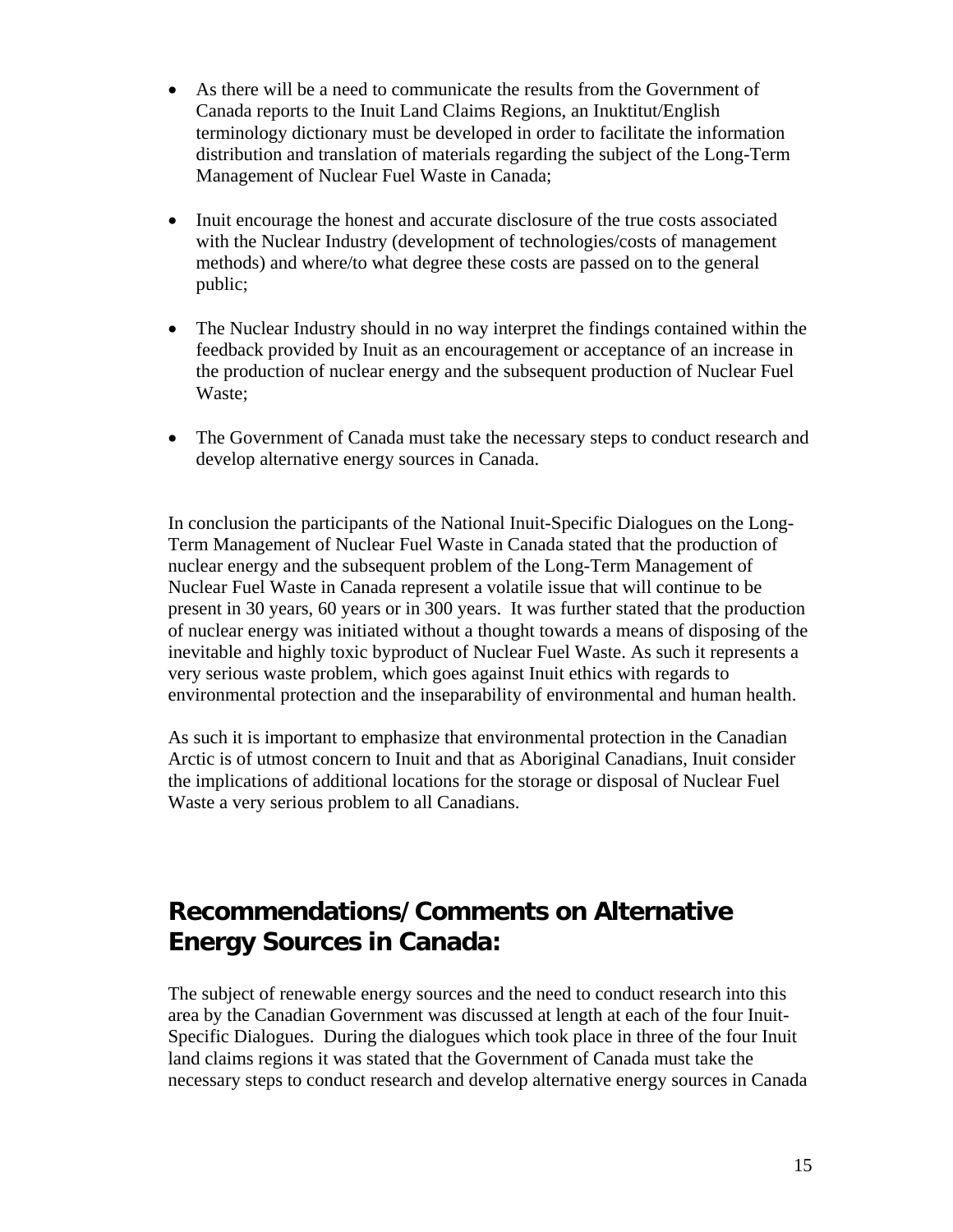- As there will be a need to communicate the results from the Government of Canada reports to the Inuit Land Claims Regions, an Inuktitut/English terminology dictionary must be developed in order to facilitate the information distribution and translation of materials regarding the subject of the Long-Term Management of Nuclear Fuel Waste in Canada;

- Inuit encourage the honest and accurate disclosure of the true costs associated with the Nuclear Industry (development of technologies/costs of management methods) and where/to what degree these costs are passed on to the general public;

- The Nuclear Industry should in no way interpret the findings contained within the feedback provided by Inuit as an encouragement or acceptance of an increase in the production of nuclear energy and the subsequent production of Nuclear Fuel Waste;

- The Government of Canada must take the necessary steps to conduct research and develop alternative energy sources in Canada.

In conclusion the participants of the National Inuit-Specific Dialogues on the Long-Term Management of Nuclear Fuel Waste in Canada stated that the production of nuclear energy and the subsequent problem of the Long-Term Management of Nuclear Fuel Waste in Canada represent a volatile issue that will continue to be present in 30 years, 60 years or in 300 years. It was further stated that the production of nuclear energy was initiated without a thought towards a means of disposing of the inevitable and highly toxic byproduct of Nuclear Fuel Waste. As such it represents a very serious waste problem, which goes against Inuit ethics with regards to environmental protection and the inseparability of environmental and human health.

As such it is important to emphasize that environmental protection in the Canadian Arctic is of utmost concern to Inuit and that as Aboriginal Canadians, Inuit consider the implications of additional locations for the storage or disposal of Nuclear Fuel Waste a very serious problem to all Canadians.

## Recommendations/Comments on Alternative Energy Sources in Canada:

The subject of renewable energy sources and the need to conduct research into this area by the Canadian Government was discussed at length at each of the four Inuit-Specific Dialogues. During the dialogues which took place in three of the four Inuit land claims regions it was stated that the Government of Canada must take the necessary steps to conduct research and develop alternative energy sources in Canada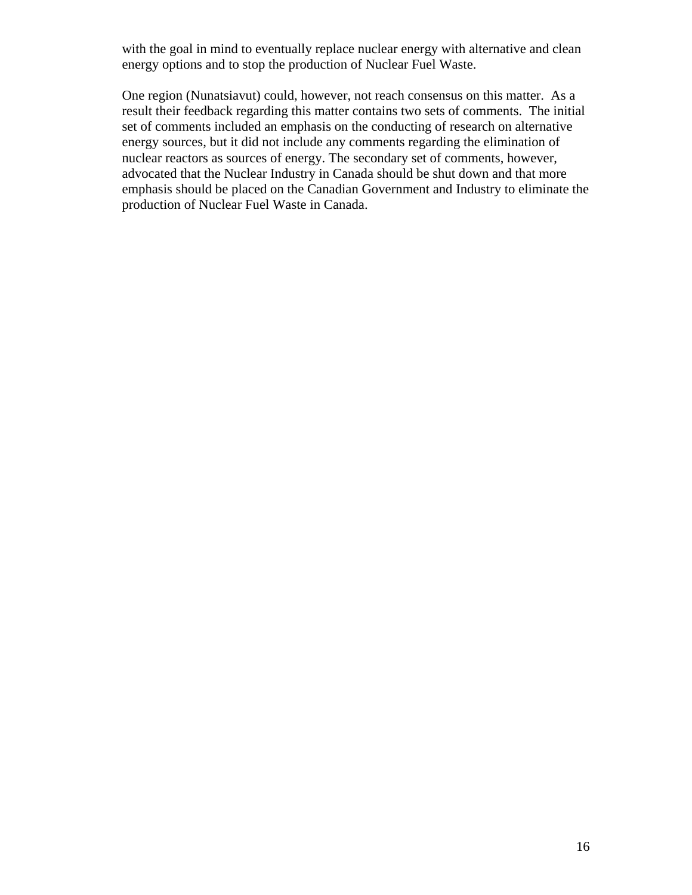with the goal in mind to eventually replace nuclear energy with alternative and clean energy options and to stop the production of Nuclear Fuel Waste.

One region (Nunatsiavut) could, however, not reach consensus on this matter. As a result their feedback regarding this matter contains two sets of comments. The initial set of comments included an emphasis on the conducting of research on alternative energy sources, but it did not include any comments regarding the elimination of nuclear reactors as sources of energy. The secondary set of comments, however, advocated that the Nuclear Industry in Canada should be shut down and that more emphasis should be placed on the Canadian Government and Industry to eliminate the production of Nuclear Fuel Waste in Canada.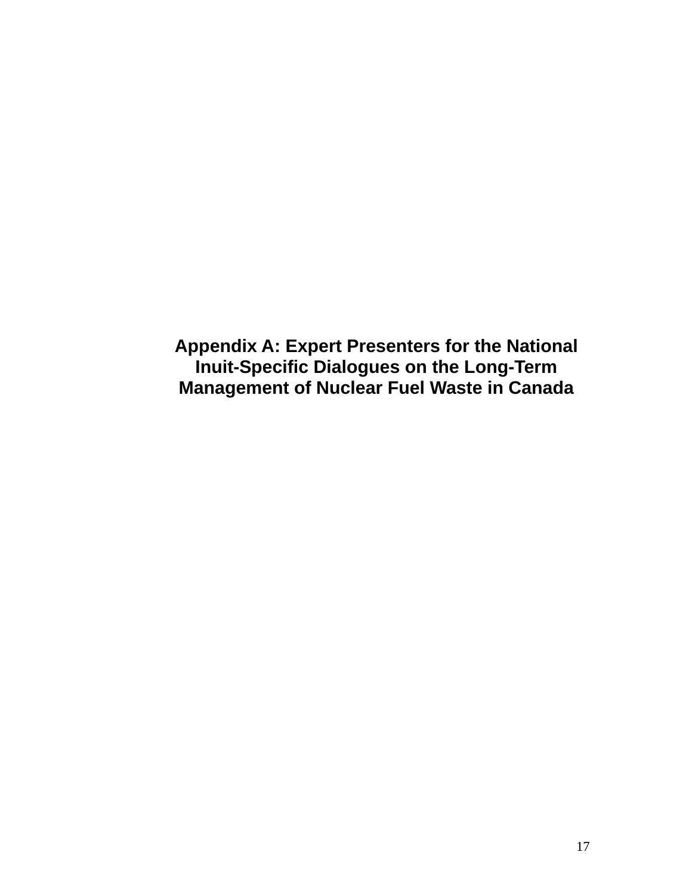# Appendix A: Expert Presenters for the National Inuit-Specific Dialogues on the Long-Term Management of Nuclear Fuel Waste in Canada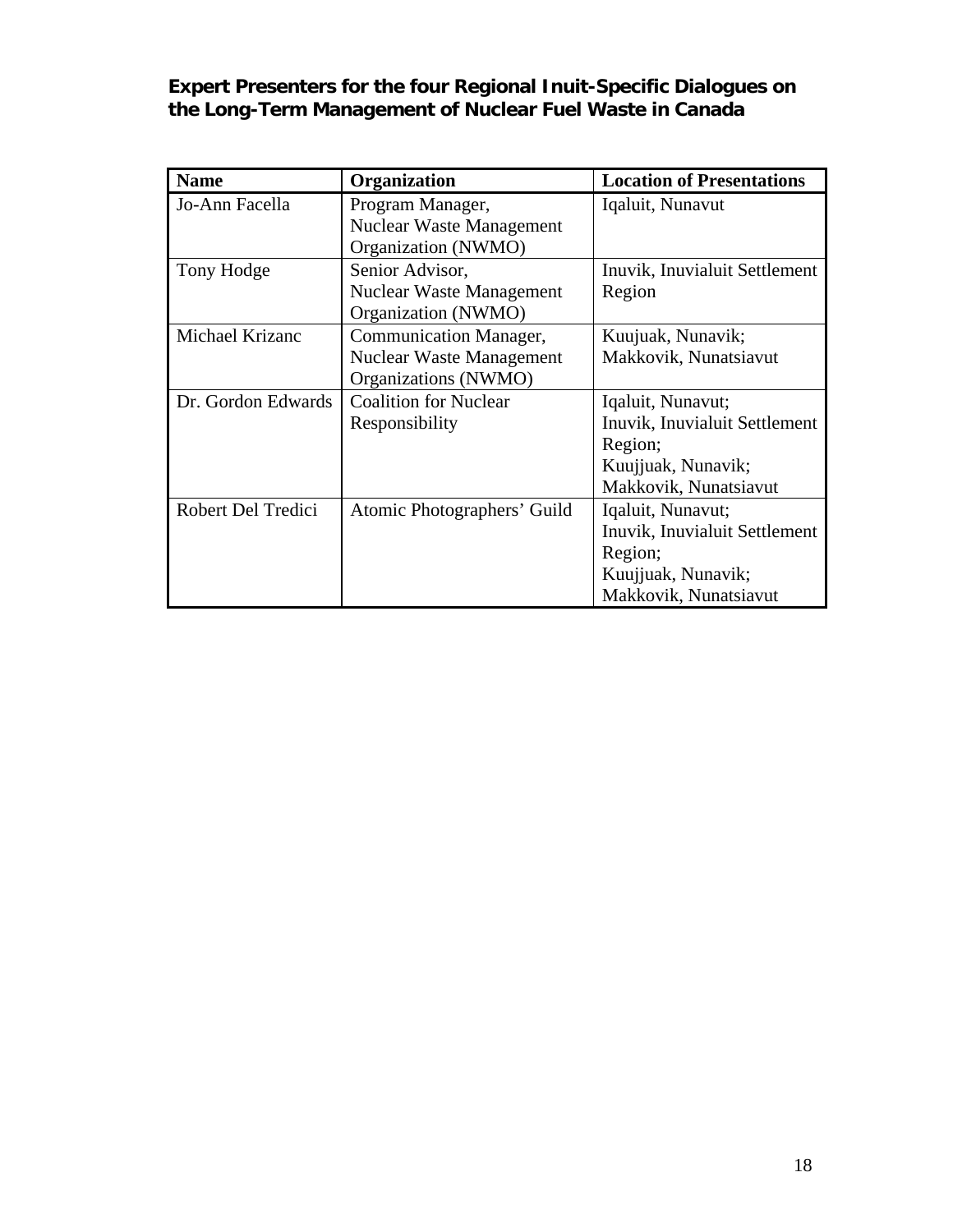**Expert Presenters for the four Regional Inuit-Specific Dialogues on the Long-Term Management of Nuclear Fuel Waste in Canada**

| Name | Organization | Location of Presentations |
|---|---|---|
| Jo-Ann Facella | Program Manager, Nuclear Waste Management Organization (NWMO) | Iqaluit, Nunavut |
| Tony Hodge | Senior Advisor, Nuclear Waste Management Organization (NWMO) | Inuvik, Inuvialuit Settlement Region |
| Michael Krizanc | Communication Manager, Nuclear Waste Management Organizations (NWMO) | Kuujuak, Nunavik; Makkovik, Nunatsiavut |
| Dr. Gordon Edwards | Coalition for Nuclear Responsibility | Iqaluit, Nunavut; Inuvik, Inuvialuit Settlement Region; Kuujjuak, Nunavik; Makkovik, Nunatsiavut |
| Robert Del Tredici | Atomic Photographers' Guild | Iqaluit, Nunavut; Inuvik, Inuvialuit Settlement Region; Kuujjuak, Nunavik; Makkovik, Nunatsiavut |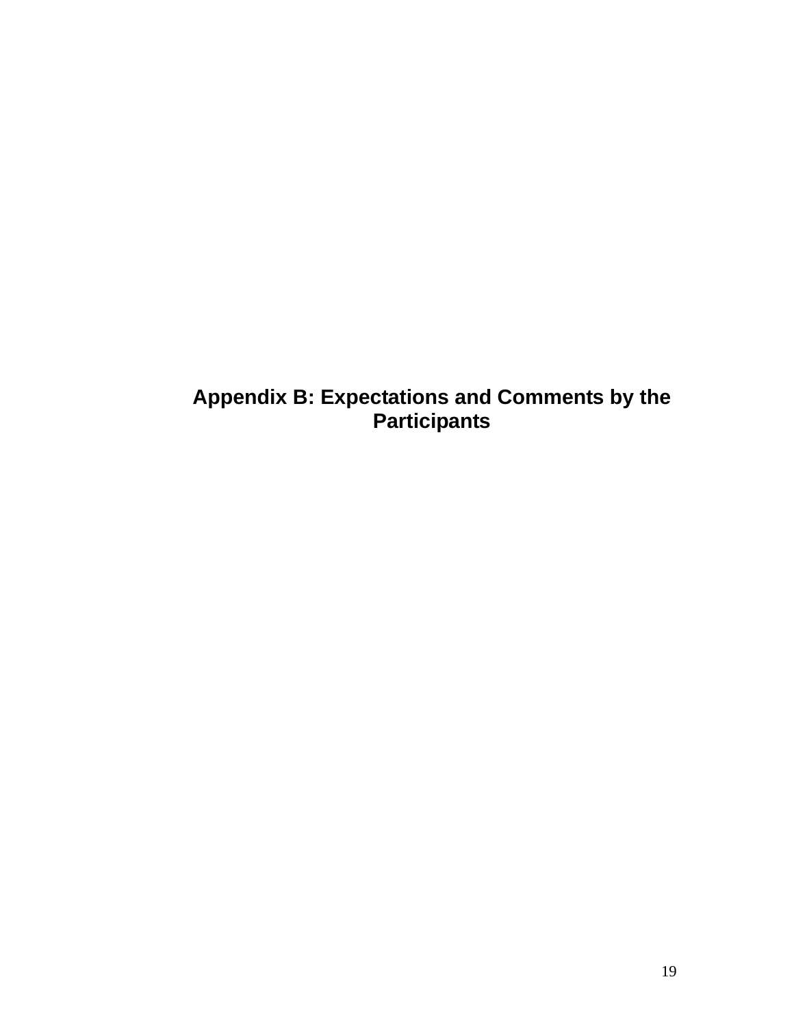# Appendix B: Expectations and Comments by the Participants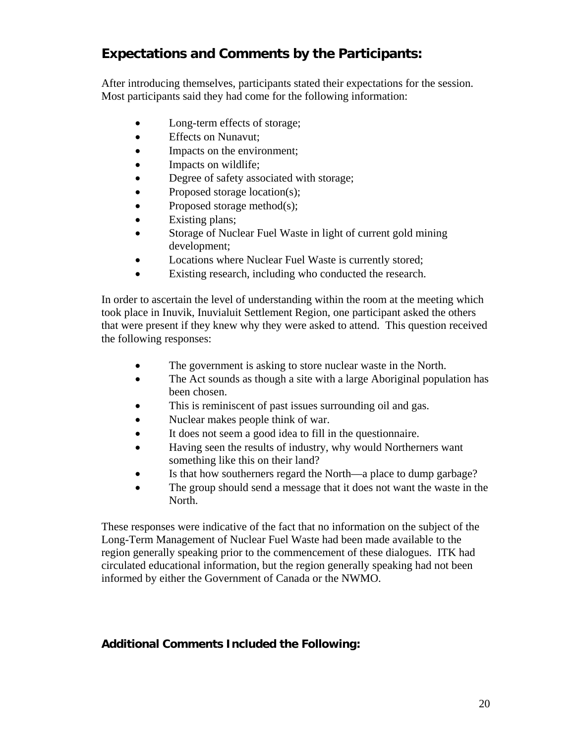## Expectations and Comments by the Participants:

After introducing themselves, participants stated their expectations for the session. Most participants said they had come for the following information:

- Long-term effects of storage;
- Effects on Nunavut;
- Impacts on the environment;
- Impacts on wildlife;
- Degree of safety associated with storage;
- Proposed storage location(s);
- Proposed storage method(s);
- Existing plans;
- Storage of Nuclear Fuel Waste in light of current gold mining development;
- Locations where Nuclear Fuel Waste is currently stored;
- Existing research, including who conducted the research.

In order to ascertain the level of understanding within the room at the meeting which took place in Inuvik, Inuvialuit Settlement Region, one participant asked the others that were present if they knew why they were asked to attend. This question received the following responses:

- The government is asking to store nuclear waste in the North.
- The Act sounds as though a site with a large Aboriginal population has been chosen.
- This is reminiscent of past issues surrounding oil and gas.
- Nuclear makes people think of war.
- It does not seem a good idea to fill in the questionnaire.
- Having seen the results of industry, why would Northerners want something like this on their land?
- Is that how southerners regard the North—a place to dump garbage?
- The group should send a message that it does not want the waste in the North.

These responses were indicative of the fact that no information on the subject of the Long-Term Management of Nuclear Fuel Waste had been made available to the region generally speaking prior to the commencement of these dialogues. ITK had circulated educational information, but the region generally speaking had not been informed by either the Government of Canada or the NWMO.

### Additional Comments Included the Following: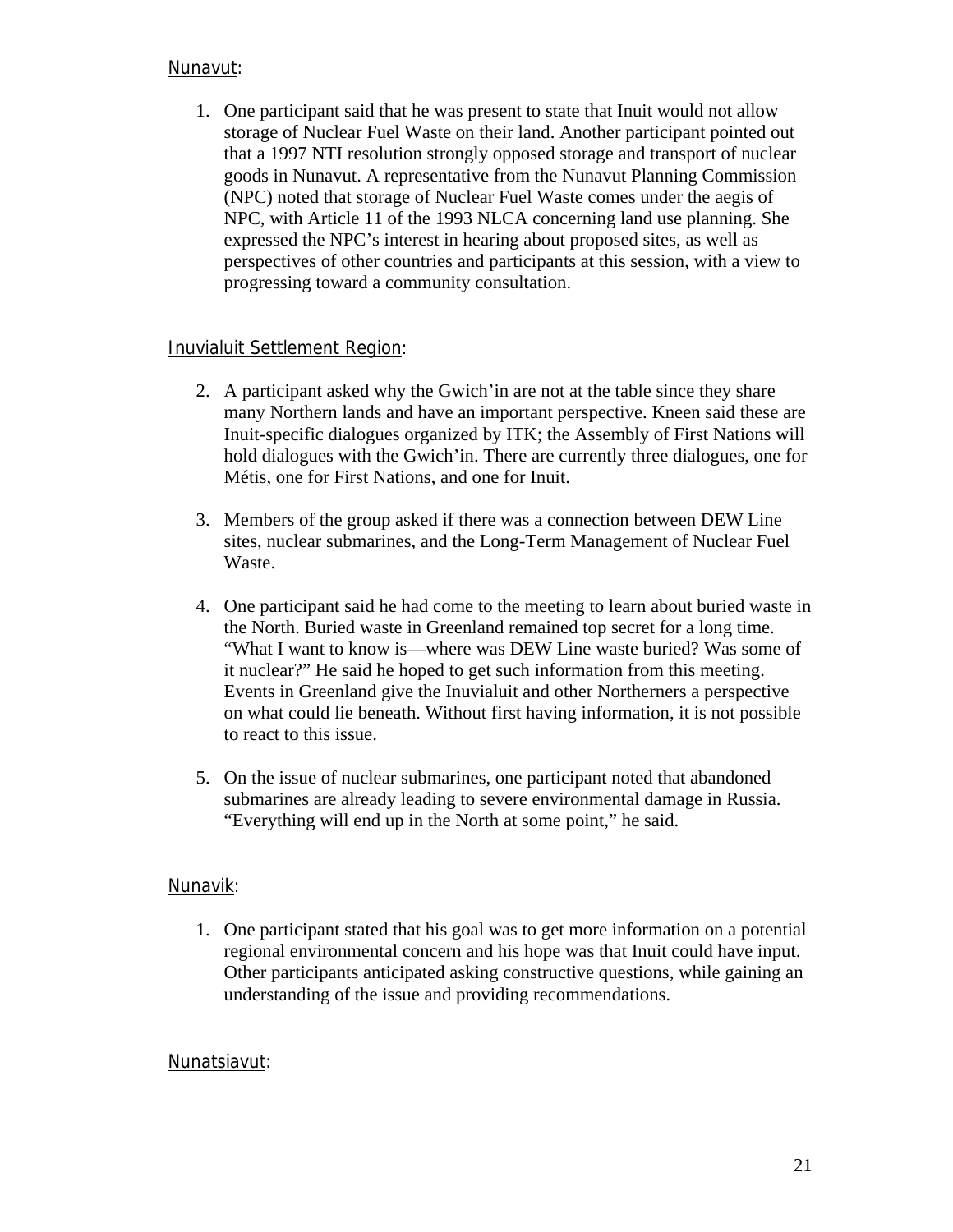Nunavut:

1. One participant said that he was present to state that Inuit would not allow storage of Nuclear Fuel Waste on their land. Another participant pointed out that a 1997 NTI resolution strongly opposed storage and transport of nuclear goods in Nunavut. A representative from the Nunavut Planning Commission (NPC) noted that storage of Nuclear Fuel Waste comes under the aegis of NPC, with Article 11 of the 1993 NLCA concerning land use planning. She expressed the NPC's interest in hearing about proposed sites, as well as perspectives of other countries and participants at this session, with a view to progressing toward a community consultation.

Inuvialuit Settlement Region:

2. A participant asked why the Gwich'in are not at the table since they share many Northern lands and have an important perspective. Kneen said these are Inuit-specific dialogues organized by ITK; the Assembly of First Nations will hold dialogues with the Gwich'in. There are currently three dialogues, one for Métis, one for First Nations, and one for Inuit.

3. Members of the group asked if there was a connection between DEW Line sites, nuclear submarines, and the Long-Term Management of Nuclear Fuel Waste.

4. One participant said he had come to the meeting to learn about buried waste in the North. Buried waste in Greenland remained top secret for a long time. "What I want to know is—where was DEW Line waste buried? Was some of it nuclear?" He said he hoped to get such information from this meeting. Events in Greenland give the Inuvialuit and other Northerners a perspective on what could lie beneath. Without first having information, it is not possible to react to this issue.

5. On the issue of nuclear submarines, one participant noted that abandoned submarines are already leading to severe environmental damage in Russia. "Everything will end up in the North at some point," he said.

Nunavik:

1. One participant stated that his goal was to get more information on a potential regional environmental concern and his hope was that Inuit could have input. Other participants anticipated asking constructive questions, while gaining an understanding of the issue and providing recommendations.

Nunatsiavut: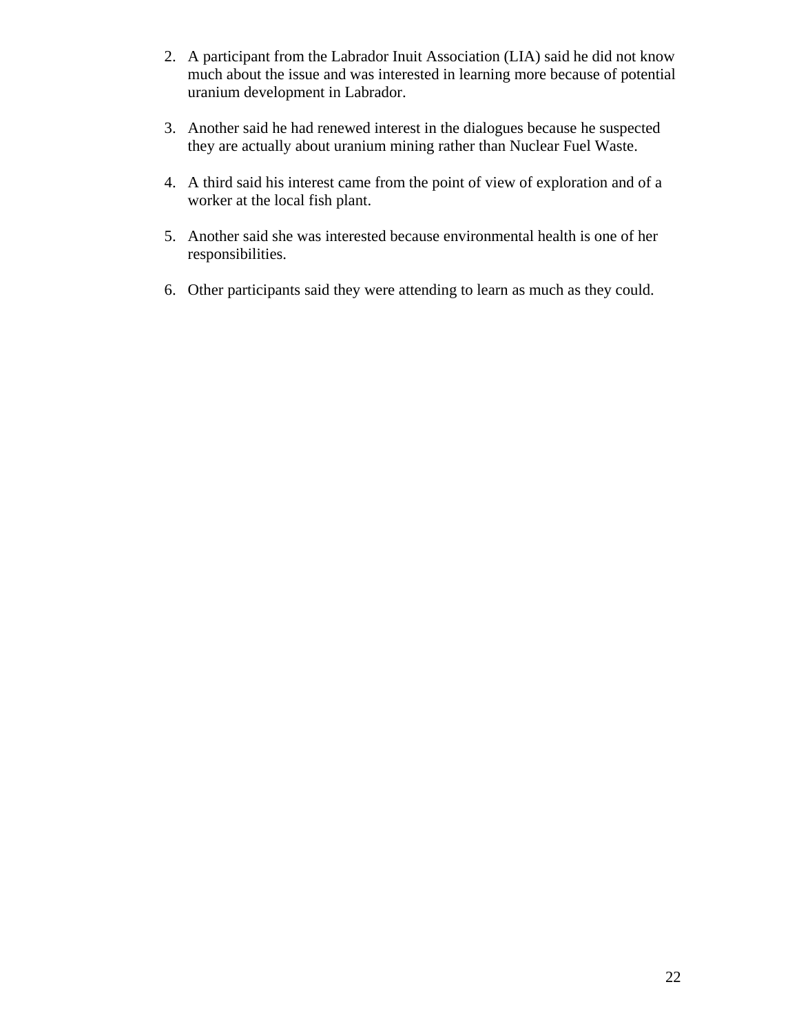2. A participant from the Labrador Inuit Association (LIA) said he did not know much about the issue and was interested in learning more because of potential uranium development in Labrador.

3. Another said he had renewed interest in the dialogues because he suspected they are actually about uranium mining rather than Nuclear Fuel Waste.

4. A third said his interest came from the point of view of exploration and of a worker at the local fish plant.

5. Another said she was interested because environmental health is one of her responsibilities.

6. Other participants said they were attending to learn as much as they could.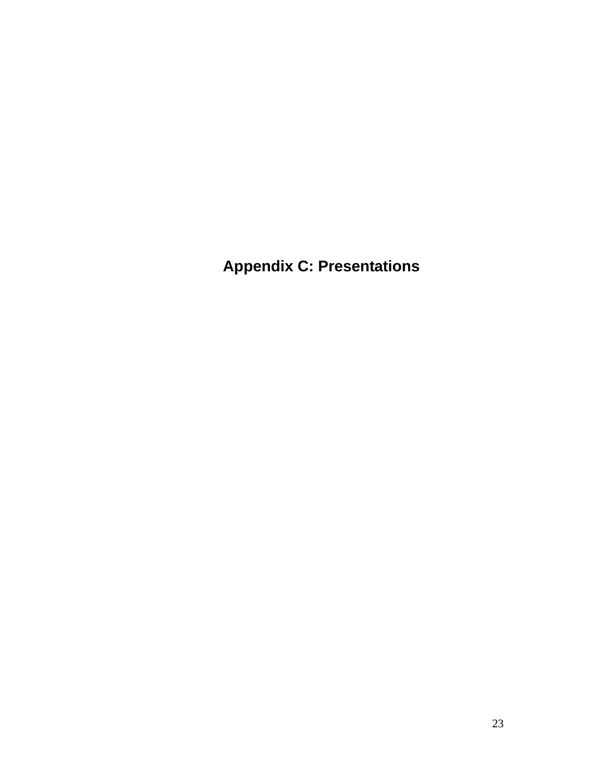# Appendix C: Presentations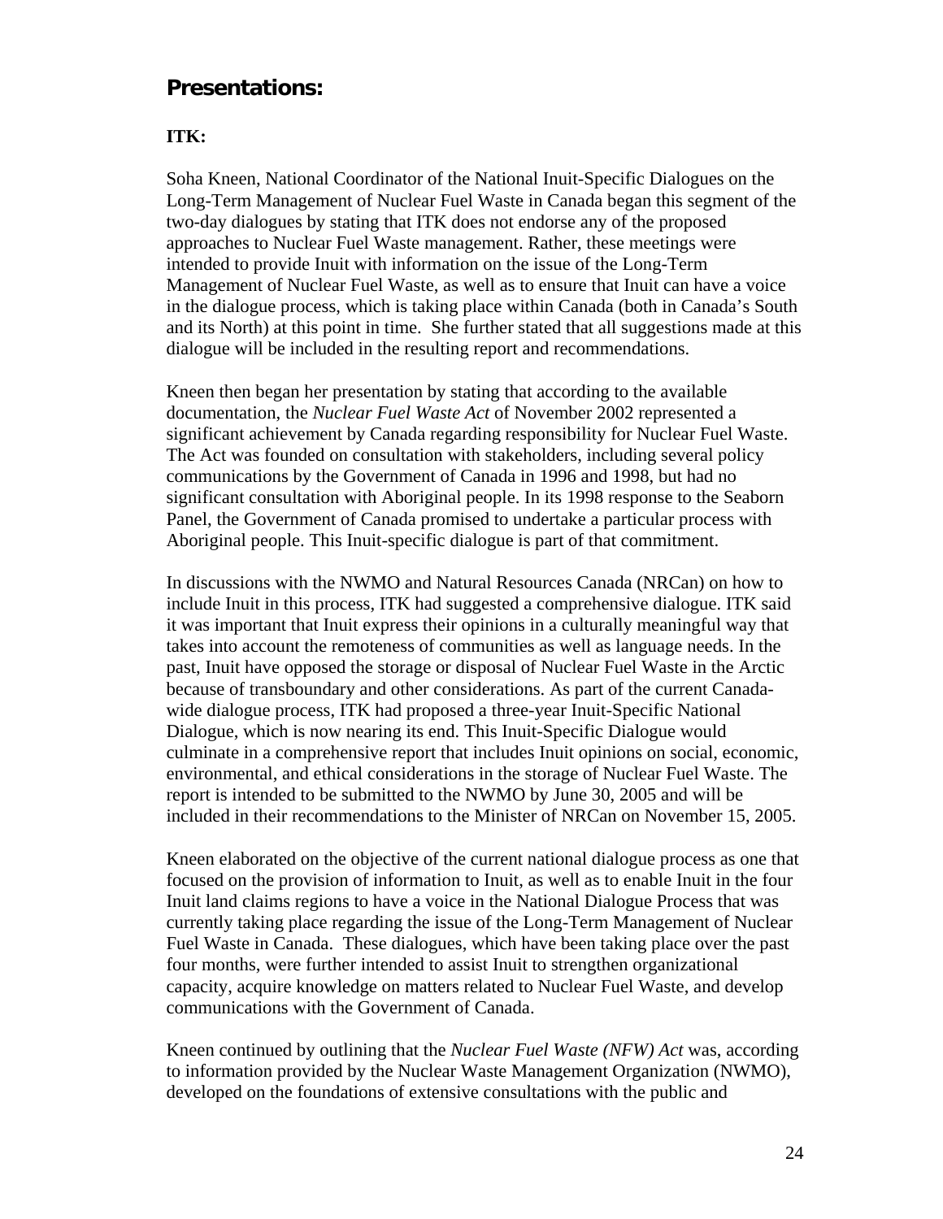## Presentations:

### ITK:

Soha Kneen, National Coordinator of the National Inuit-Specific Dialogues on the Long-Term Management of Nuclear Fuel Waste in Canada began this segment of the two-day dialogues by stating that ITK does not endorse any of the proposed approaches to Nuclear Fuel Waste management. Rather, these meetings were intended to provide Inuit with information on the issue of the Long-Term Management of Nuclear Fuel Waste, as well as to ensure that Inuit can have a voice in the dialogue process, which is taking place within Canada (both in Canada's South and its North) at this point in time. She further stated that all suggestions made at this dialogue will be included in the resulting report and recommendations.

Kneen then began her presentation by stating that according to the available documentation, the *Nuclear Fuel Waste Act* of November 2002 represented a significant achievement by Canada regarding responsibility for Nuclear Fuel Waste. The Act was founded on consultation with stakeholders, including several policy communications by the Government of Canada in 1996 and 1998, but had no significant consultation with Aboriginal people. In its 1998 response to the Seaborn Panel, the Government of Canada promised to undertake a particular process with Aboriginal people. This Inuit-specific dialogue is part of that commitment.

In discussions with the NWMO and Natural Resources Canada (NRCan) on how to include Inuit in this process, ITK had suggested a comprehensive dialogue. ITK said it was important that Inuit express their opinions in a culturally meaningful way that takes into account the remoteness of communities as well as language needs. In the past, Inuit have opposed the storage or disposal of Nuclear Fuel Waste in the Arctic because of transboundary and other considerations. As part of the current Canada-wide dialogue process, ITK had proposed a three-year Inuit-Specific National Dialogue, which is now nearing its end. This Inuit-Specific Dialogue would culminate in a comprehensive report that includes Inuit opinions on social, economic, environmental, and ethical considerations in the storage of Nuclear Fuel Waste. The report is intended to be submitted to the NWMO by June 30, 2005 and will be included in their recommendations to the Minister of NRCan on November 15, 2005.

Kneen elaborated on the objective of the current national dialogue process as one that focused on the provision of information to Inuit, as well as to enable Inuit in the four Inuit land claims regions to have a voice in the National Dialogue Process that was currently taking place regarding the issue of the Long-Term Management of Nuclear Fuel Waste in Canada. These dialogues, which have been taking place over the past four months, were further intended to assist Inuit to strengthen organizational capacity, acquire knowledge on matters related to Nuclear Fuel Waste, and develop communications with the Government of Canada.

Kneen continued by outlining that the *Nuclear Fuel Waste (NFW) Act* was, according to information provided by the Nuclear Waste Management Organization (NWMO), developed on the foundations of extensive consultations with the public and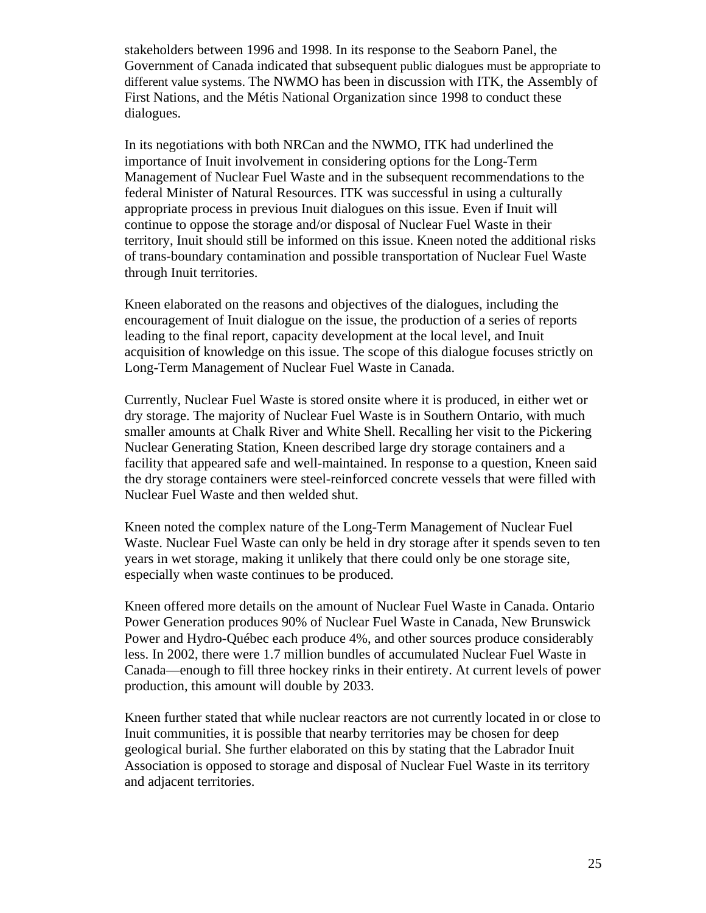stakeholders between 1996 and 1998. In its response to the Seaborn Panel, the Government of Canada indicated that subsequent public dialogues must be appropriate to different value systems. The NWMO has been in discussion with ITK, the Assembly of First Nations, and the Métis National Organization since 1998 to conduct these dialogues.

In its negotiations with both NRCan and the NWMO, ITK had underlined the importance of Inuit involvement in considering options for the Long-Term Management of Nuclear Fuel Waste and in the subsequent recommendations to the federal Minister of Natural Resources. ITK was successful in using a culturally appropriate process in previous Inuit dialogues on this issue. Even if Inuit will continue to oppose the storage and/or disposal of Nuclear Fuel Waste in their territory, Inuit should still be informed on this issue. Kneen noted the additional risks of trans-boundary contamination and possible transportation of Nuclear Fuel Waste through Inuit territories.

Kneen elaborated on the reasons and objectives of the dialogues, including the encouragement of Inuit dialogue on the issue, the production of a series of reports leading to the final report, capacity development at the local level, and Inuit acquisition of knowledge on this issue. The scope of this dialogue focuses strictly on Long-Term Management of Nuclear Fuel Waste in Canada.

Currently, Nuclear Fuel Waste is stored onsite where it is produced, in either wet or dry storage. The majority of Nuclear Fuel Waste is in Southern Ontario, with much smaller amounts at Chalk River and White Shell. Recalling her visit to the Pickering Nuclear Generating Station, Kneen described large dry storage containers and a facility that appeared safe and well-maintained. In response to a question, Kneen said the dry storage containers were steel-reinforced concrete vessels that were filled with Nuclear Fuel Waste and then welded shut.

Kneen noted the complex nature of the Long-Term Management of Nuclear Fuel Waste. Nuclear Fuel Waste can only be held in dry storage after it spends seven to ten years in wet storage, making it unlikely that there could only be one storage site, especially when waste continues to be produced.

Kneen offered more details on the amount of Nuclear Fuel Waste in Canada. Ontario Power Generation produces 90% of Nuclear Fuel Waste in Canada, New Brunswick Power and Hydro-Québec each produce 4%, and other sources produce considerably less. In 2002, there were 1.7 million bundles of accumulated Nuclear Fuel Waste in Canada—enough to fill three hockey rinks in their entirety. At current levels of power production, this amount will double by 2033.

Kneen further stated that while nuclear reactors are not currently located in or close to Inuit communities, it is possible that nearby territories may be chosen for deep geological burial. She further elaborated on this by stating that the Labrador Inuit Association is opposed to storage and disposal of Nuclear Fuel Waste in its territory and adjacent territories.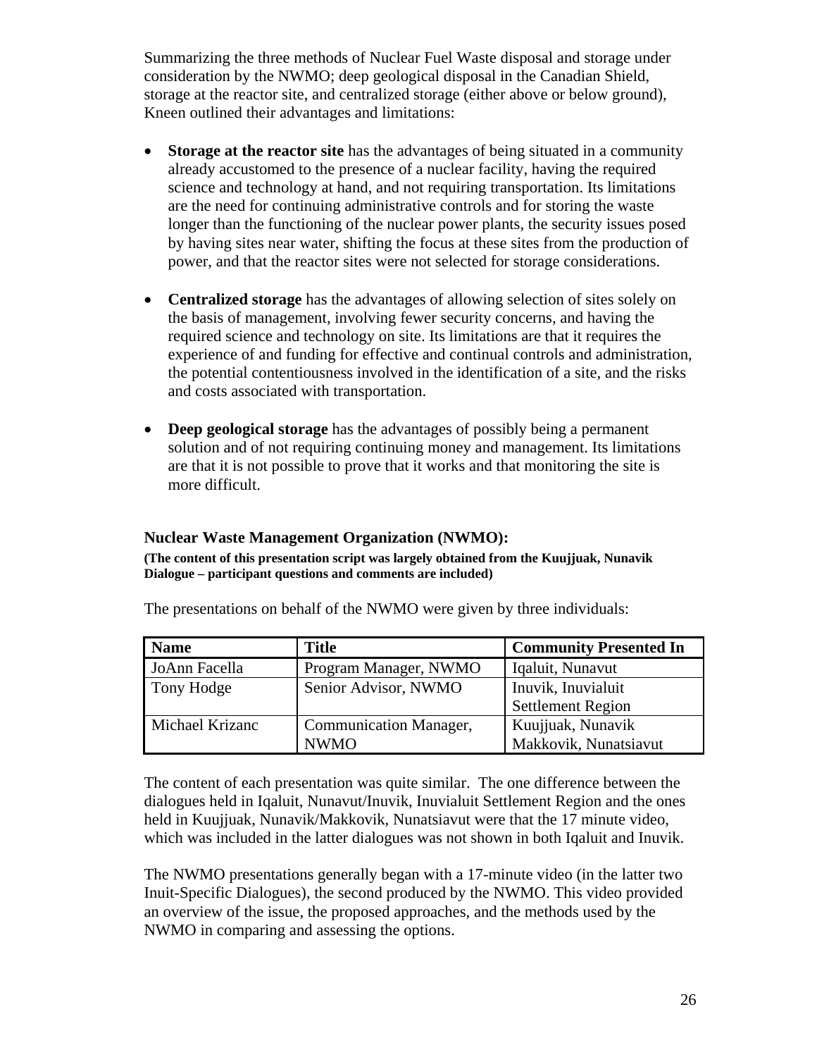Summarizing the three methods of Nuclear Fuel Waste disposal and storage under consideration by the NWMO; deep geological disposal in the Canadian Shield, storage at the reactor site, and centralized storage (either above or below ground), Kneen outlined their advantages and limitations:

- **Storage at the reactor site** has the advantages of being situated in a community already accustomed to the presence of a nuclear facility, having the required science and technology at hand, and not requiring transportation. Its limitations are the need for continuing administrative controls and for storing the waste longer than the functioning of the nuclear power plants, the security issues posed by having sites near water, shifting the focus at these sites from the production of power, and that the reactor sites were not selected for storage considerations.

- **Centralized storage** has the advantages of allowing selection of sites solely on the basis of management, involving fewer security concerns, and having the required science and technology on site. Its limitations are that it requires the experience of and funding for effective and continual controls and administration, the potential contentiousness involved in the identification of a site, and the risks and costs associated with transportation.

- **Deep geological storage** has the advantages of possibly being a permanent solution and of not requiring continuing money and management. Its limitations are that it is not possible to prove that it works and that monitoring the site is more difficult.

### Nuclear Waste Management Organization (NWMO):

**(The content of this presentation script was largely obtained from the Kuujjuak, Nunavik Dialogue – participant questions and comments are included)**

The presentations on behalf of the NWMO were given by three individuals:

| Name | Title | Community Presented In |
|---|---|---|
| JoAnn Facella | Program Manager, NWMO | Iqaluit, Nunavut |
| Tony Hodge | Senior Advisor, NWMO | Inuvik, Inuvialuit Settlement Region |
| Michael Krizanc | Communication Manager, NWMO | Kuujjuak, Nunavik Makkovik, Nunatsiavut |

The content of each presentation was quite similar. The one difference between the dialogues held in Iqaluit, Nunavut/Inuvik, Inuvialuit Settlement Region and the ones held in Kuujjuak, Nunavik/Makkovik, Nunatsiavut were that the 17 minute video, which was included in the latter dialogues was not shown in both Iqaluit and Inuvik.

The NWMO presentations generally began with a 17-minute video (in the latter two Inuit-Specific Dialogues), the second produced by the NWMO. This video provided an overview of the issue, the proposed approaches, and the methods used by the NWMO in comparing and assessing the options.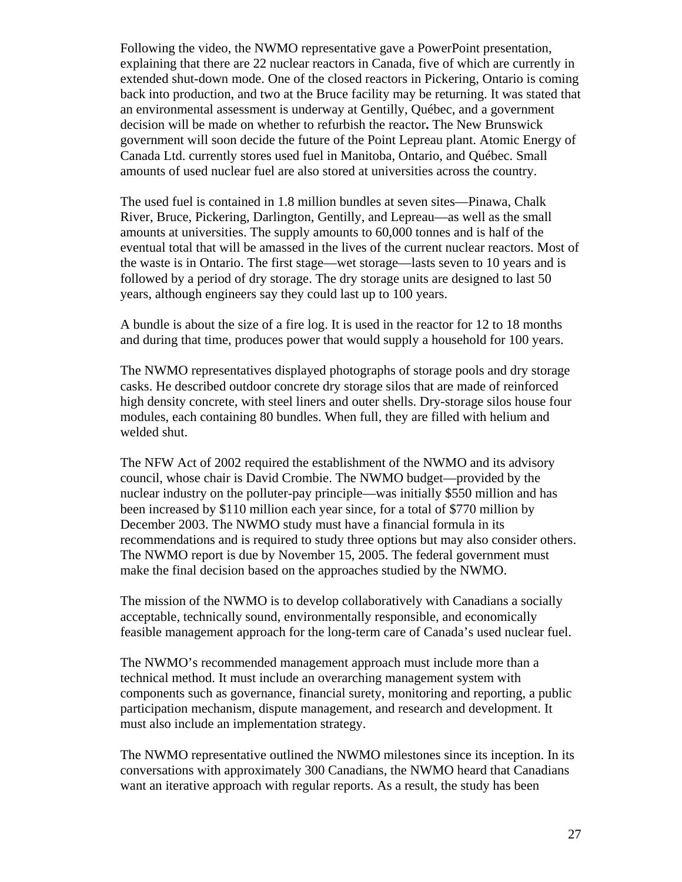Following the video, the NWMO representative gave a PowerPoint presentation, explaining that there are 22 nuclear reactors in Canada, five of which are currently in extended shut-down mode. One of the closed reactors in Pickering, Ontario is coming back into production, and two at the Bruce facility may be returning. It was stated that an environmental assessment is underway at Gentilly, Québec, and a government decision will be made on whether to refurbish the reactor**.** The New Brunswick government will soon decide the future of the Point Lepreau plant. Atomic Energy of Canada Ltd. currently stores used fuel in Manitoba, Ontario, and Québec. Small amounts of used nuclear fuel are also stored at universities across the country.

The used fuel is contained in 1.8 million bundles at seven sites—Pinawa, Chalk River, Bruce, Pickering, Darlington, Gentilly, and Lepreau—as well as the small amounts at universities. The supply amounts to 60,000 tonnes and is half of the eventual total that will be amassed in the lives of the current nuclear reactors. Most of the waste is in Ontario. The first stage—wet storage—lasts seven to 10 years and is followed by a period of dry storage. The dry storage units are designed to last 50 years, although engineers say they could last up to 100 years.

A bundle is about the size of a fire log. It is used in the reactor for 12 to 18 months and during that time, produces power that would supply a household for 100 years.

The NWMO representatives displayed photographs of storage pools and dry storage casks. He described outdoor concrete dry storage silos that are made of reinforced high density concrete, with steel liners and outer shells. Dry-storage silos house four modules, each containing 80 bundles. When full, they are filled with helium and welded shut.

The NFW Act of 2002 required the establishment of the NWMO and its advisory council, whose chair is David Crombie. The NWMO budget—provided by the nuclear industry on the polluter-pay principle—was initially $550 million and has been increased by $110 million each year since, for a total of $770 million by December 2003. The NWMO study must have a financial formula in its recommendations and is required to study three options but may also consider others. The NWMO report is due by November 15, 2005. The federal government must make the final decision based on the approaches studied by the NWMO.

The mission of the NWMO is to develop collaboratively with Canadians a socially acceptable, technically sound, environmentally responsible, and economically feasible management approach for the long-term care of Canada's used nuclear fuel.

The NWMO's recommended management approach must include more than a technical method. It must include an overarching management system with components such as governance, financial surety, monitoring and reporting, a public participation mechanism, dispute management, and research and development. It must also include an implementation strategy.

The NWMO representative outlined the NWMO milestones since its inception. In its conversations with approximately 300 Canadians, the NWMO heard that Canadians want an iterative approach with regular reports. As a result, the study has been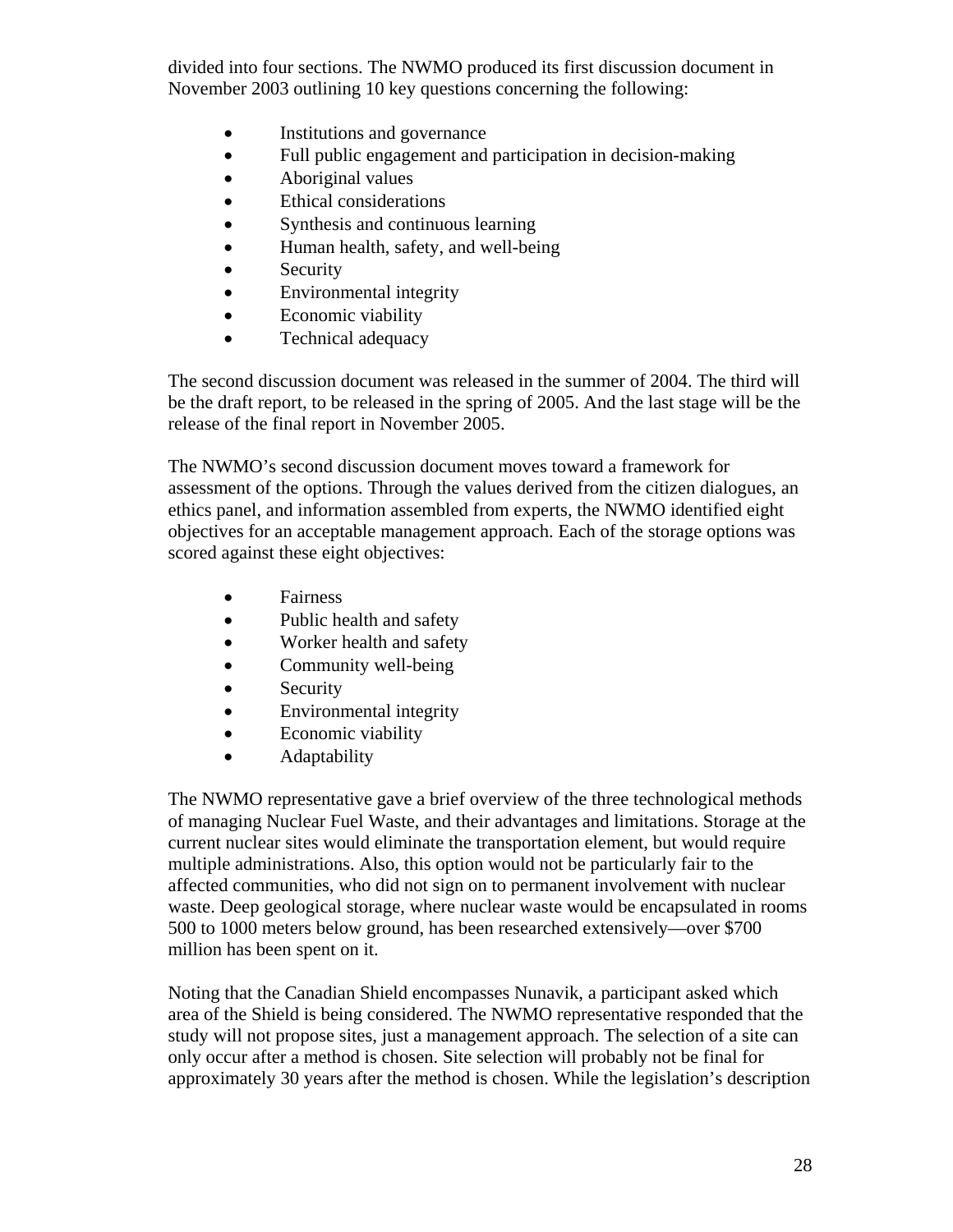divided into four sections. The NWMO produced its first discussion document in November 2003 outlining 10 key questions concerning the following:

- Institutions and governance
- Full public engagement and participation in decision-making
- Aboriginal values
- Ethical considerations
- Synthesis and continuous learning
- Human health, safety, and well-being
- Security
- Environmental integrity
- Economic viability
- Technical adequacy

The second discussion document was released in the summer of 2004. The third will be the draft report, to be released in the spring of 2005. And the last stage will be the release of the final report in November 2005.

The NWMO's second discussion document moves toward a framework for assessment of the options. Through the values derived from the citizen dialogues, an ethics panel, and information assembled from experts, the NWMO identified eight objectives for an acceptable management approach. Each of the storage options was scored against these eight objectives:

- Fairness
- Public health and safety
- Worker health and safety
- Community well-being
- Security
- Environmental integrity
- Economic viability
- Adaptability

The NWMO representative gave a brief overview of the three technological methods of managing Nuclear Fuel Waste, and their advantages and limitations. Storage at the current nuclear sites would eliminate the transportation element, but would require multiple administrations. Also, this option would not be particularly fair to the affected communities, who did not sign on to permanent involvement with nuclear waste. Deep geological storage, where nuclear waste would be encapsulated in rooms 500 to 1000 meters below ground, has been researched extensively—over $700 million has been spent on it.

Noting that the Canadian Shield encompasses Nunavik, a participant asked which area of the Shield is being considered. The NWMO representative responded that the study will not propose sites, just a management approach. The selection of a site can only occur after a method is chosen. Site selection will probably not be final for approximately 30 years after the method is chosen. While the legislation's description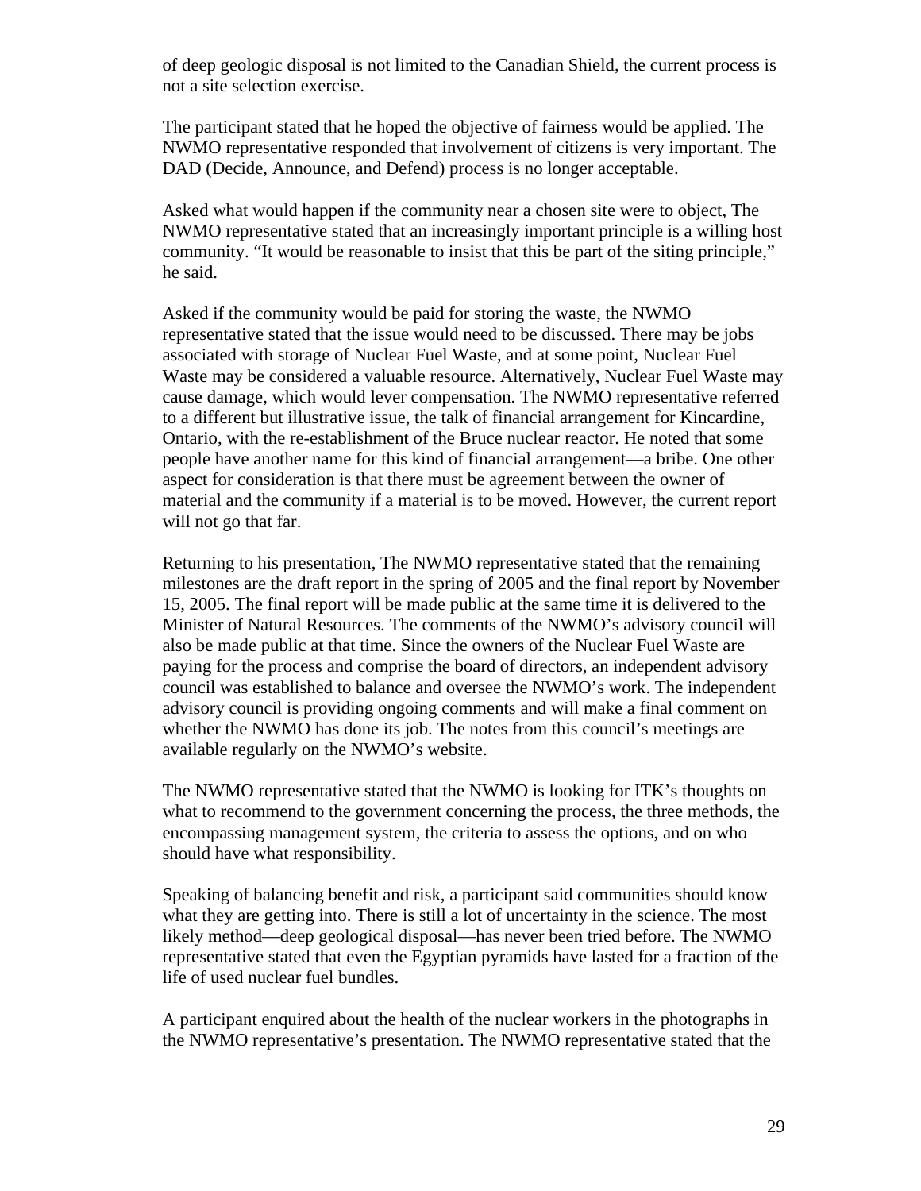of deep geologic disposal is not limited to the Canadian Shield, the current process is not a site selection exercise.

The participant stated that he hoped the objective of fairness would be applied. The NWMO representative responded that involvement of citizens is very important. The DAD (Decide, Announce, and Defend) process is no longer acceptable.

Asked what would happen if the community near a chosen site were to object, The NWMO representative stated that an increasingly important principle is a willing host community. "It would be reasonable to insist that this be part of the siting principle," he said.

Asked if the community would be paid for storing the waste, the NWMO representative stated that the issue would need to be discussed. There may be jobs associated with storage of Nuclear Fuel Waste, and at some point, Nuclear Fuel Waste may be considered a valuable resource. Alternatively, Nuclear Fuel Waste may cause damage, which would lever compensation. The NWMO representative referred to a different but illustrative issue, the talk of financial arrangement for Kincardine, Ontario, with the re-establishment of the Bruce nuclear reactor. He noted that some people have another name for this kind of financial arrangement—a bribe. One other aspect for consideration is that there must be agreement between the owner of material and the community if a material is to be moved. However, the current report will not go that far.

Returning to his presentation, The NWMO representative stated that the remaining milestones are the draft report in the spring of 2005 and the final report by November 15, 2005. The final report will be made public at the same time it is delivered to the Minister of Natural Resources. The comments of the NWMO's advisory council will also be made public at that time. Since the owners of the Nuclear Fuel Waste are paying for the process and comprise the board of directors, an independent advisory council was established to balance and oversee the NWMO's work. The independent advisory council is providing ongoing comments and will make a final comment on whether the NWMO has done its job. The notes from this council's meetings are available regularly on the NWMO's website.

The NWMO representative stated that the NWMO is looking for ITK's thoughts on what to recommend to the government concerning the process, the three methods, the encompassing management system, the criteria to assess the options, and on who should have what responsibility.

Speaking of balancing benefit and risk, a participant said communities should know what they are getting into. There is still a lot of uncertainty in the science. The most likely method—deep geological disposal—has never been tried before. The NWMO representative stated that even the Egyptian pyramids have lasted for a fraction of the life of used nuclear fuel bundles.

A participant enquired about the health of the nuclear workers in the photographs in the NWMO representative's presentation. The NWMO representative stated that the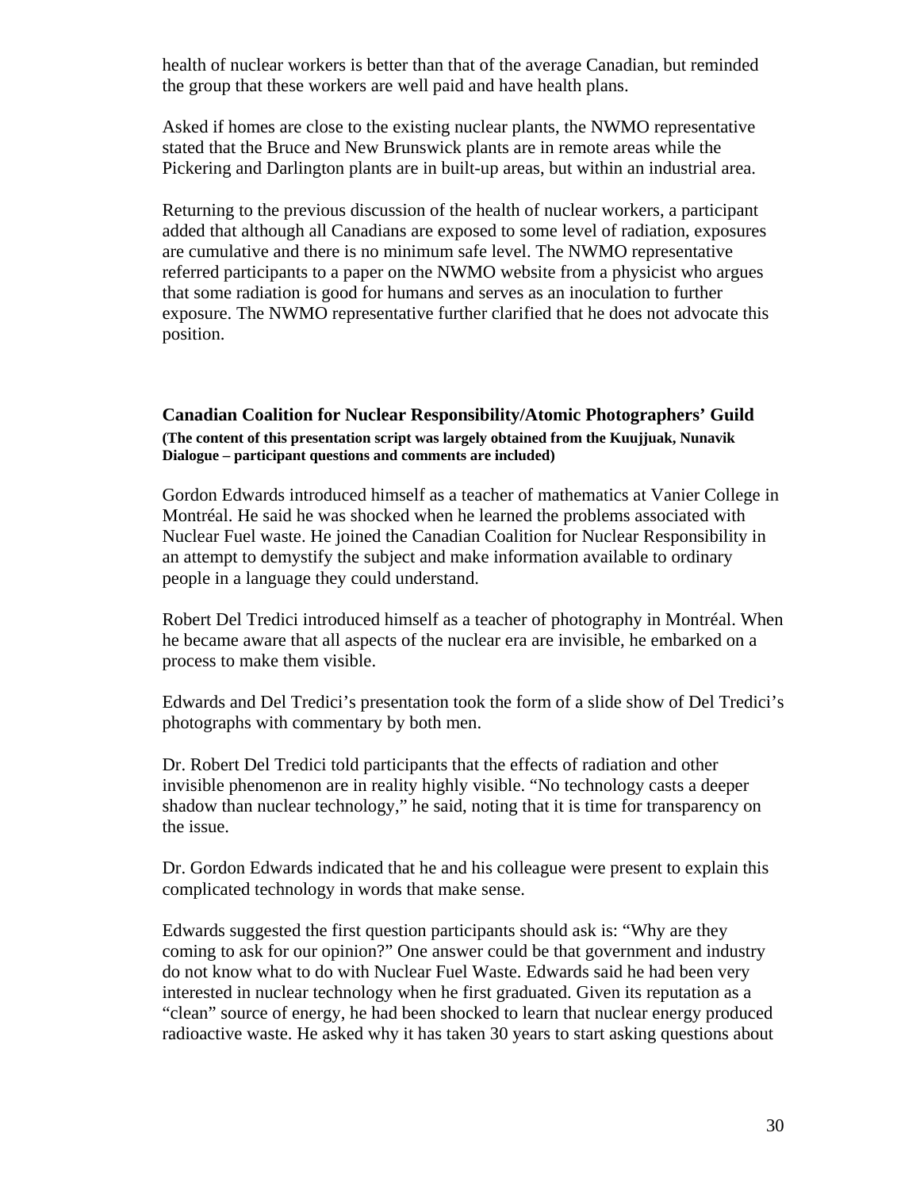health of nuclear workers is better than that of the average Canadian, but reminded the group that these workers are well paid and have health plans.

Asked if homes are close to the existing nuclear plants, the NWMO representative stated that the Bruce and New Brunswick plants are in remote areas while the Pickering and Darlington plants are in built-up areas, but within an industrial area.

Returning to the previous discussion of the health of nuclear workers, a participant added that although all Canadians are exposed to some level of radiation, exposures are cumulative and there is no minimum safe level. The NWMO representative referred participants to a paper on the NWMO website from a physicist who argues that some radiation is good for humans and serves as an inoculation to further exposure. The NWMO representative further clarified that he does not advocate this position.

### Canadian Coalition for Nuclear Responsibility/Atomic Photographers' Guild

**(The content of this presentation script was largely obtained from the Kuujjuak, Nunavik Dialogue – participant questions and comments are included)**

Gordon Edwards introduced himself as a teacher of mathematics at Vanier College in Montréal. He said he was shocked when he learned the problems associated with Nuclear Fuel waste. He joined the Canadian Coalition for Nuclear Responsibility in an attempt to demystify the subject and make information available to ordinary people in a language they could understand.

Robert Del Tredici introduced himself as a teacher of photography in Montréal. When he became aware that all aspects of the nuclear era are invisible, he embarked on a process to make them visible.

Edwards and Del Tredici's presentation took the form of a slide show of Del Tredici's photographs with commentary by both men.

Dr. Robert Del Tredici told participants that the effects of radiation and other invisible phenomenon are in reality highly visible. "No technology casts a deeper shadow than nuclear technology," he said, noting that it is time for transparency on the issue.

Dr. Gordon Edwards indicated that he and his colleague were present to explain this complicated technology in words that make sense.

Edwards suggested the first question participants should ask is: "Why are they coming to ask for our opinion?" One answer could be that government and industry do not know what to do with Nuclear Fuel Waste. Edwards said he had been very interested in nuclear technology when he first graduated. Given its reputation as a "clean" source of energy, he had been shocked to learn that nuclear energy produced radioactive waste. He asked why it has taken 30 years to start asking questions about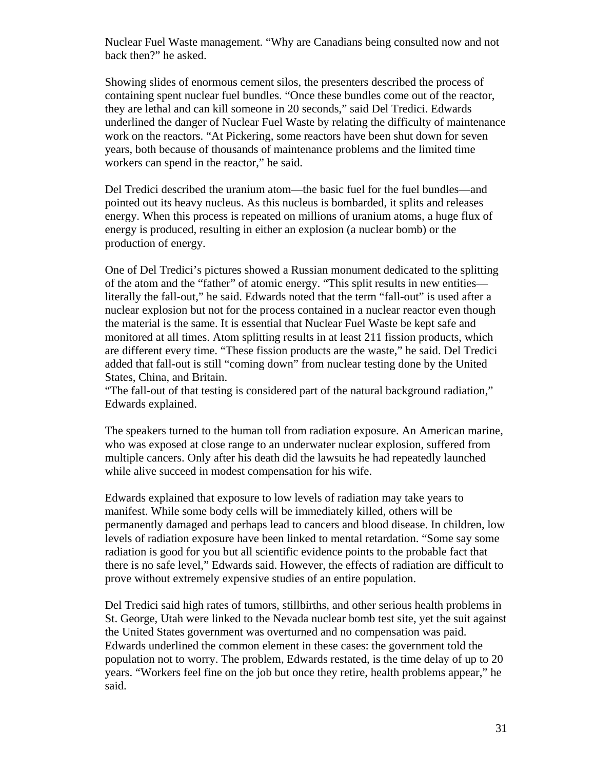Nuclear Fuel Waste management. “Why are Canadians being consulted now and not back then?” he asked.

Showing slides of enormous cement silos, the presenters described the process of containing spent nuclear fuel bundles. “Once these bundles come out of the reactor, they are lethal and can kill someone in 20 seconds,” said Del Tredici. Edwards underlined the danger of Nuclear Fuel Waste by relating the difficulty of maintenance work on the reactors. “At Pickering, some reactors have been shut down for seven years, both because of thousands of maintenance problems and the limited time workers can spend in the reactor,” he said.

Del Tredici described the uranium atom—the basic fuel for the fuel bundles—and pointed out its heavy nucleus. As this nucleus is bombarded, it splits and releases energy. When this process is repeated on millions of uranium atoms, a huge flux of energy is produced, resulting in either an explosion (a nuclear bomb) or the production of energy.

One of Del Tredici’s pictures showed a Russian monument dedicated to the splitting of the atom and the “father” of atomic energy. “This split results in new entities—literally the fall-out,” he said. Edwards noted that the term “fall-out” is used after a nuclear explosion but not for the process contained in a nuclear reactor even though the material is the same. It is essential that Nuclear Fuel Waste be kept safe and monitored at all times. Atom splitting results in at least 211 fission products, which are different every time. “These fission products are the waste,” he said. Del Tredici added that fall-out is still “coming down” from nuclear testing done by the United States, China, and Britain.
“The fall-out of that testing is considered part of the natural background radiation,” Edwards explained.

The speakers turned to the human toll from radiation exposure. An American marine, who was exposed at close range to an underwater nuclear explosion, suffered from multiple cancers. Only after his death did the lawsuits he had repeatedly launched while alive succeed in modest compensation for his wife.

Edwards explained that exposure to low levels of radiation may take years to manifest. While some body cells will be immediately killed, others will be permanently damaged and perhaps lead to cancers and blood disease. In children, low levels of radiation exposure have been linked to mental retardation. “Some say some radiation is good for you but all scientific evidence points to the probable fact that there is no safe level,” Edwards said. However, the effects of radiation are difficult to prove without extremely expensive studies of an entire population.

Del Tredici said high rates of tumors, stillbirths, and other serious health problems in St. George, Utah were linked to the Nevada nuclear bomb test site, yet the suit against the United States government was overturned and no compensation was paid. Edwards underlined the common element in these cases: the government told the population not to worry. The problem, Edwards restated, is the time delay of up to 20 years. “Workers feel fine on the job but once they retire, health problems appear,” he said.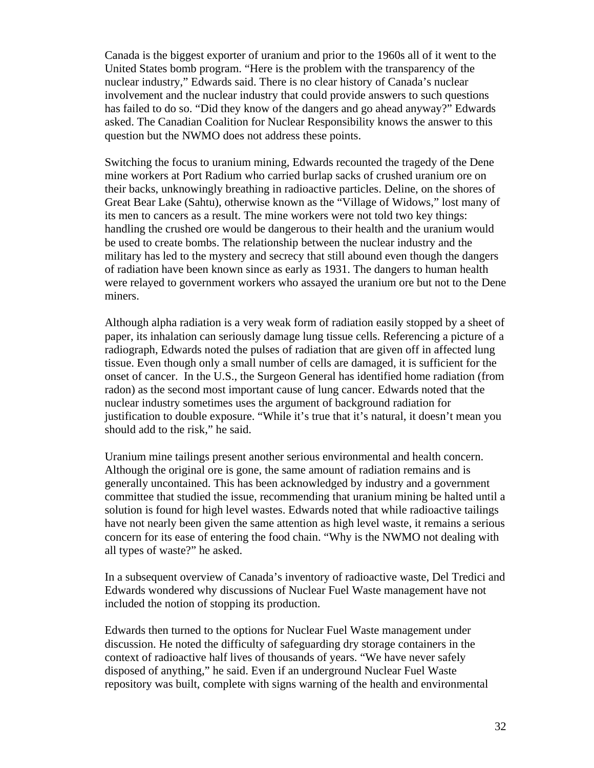Canada is the biggest exporter of uranium and prior to the 1960s all of it went to the United States bomb program. "Here is the problem with the transparency of the nuclear industry," Edwards said. There is no clear history of Canada's nuclear involvement and the nuclear industry that could provide answers to such questions has failed to do so. "Did they know of the dangers and go ahead anyway?" Edwards asked. The Canadian Coalition for Nuclear Responsibility knows the answer to this question but the NWMO does not address these points.

Switching the focus to uranium mining, Edwards recounted the tragedy of the Dene mine workers at Port Radium who carried burlap sacks of crushed uranium ore on their backs, unknowingly breathing in radioactive particles. Deline, on the shores of Great Bear Lake (Sahtu), otherwise known as the "Village of Widows," lost many of its men to cancers as a result. The mine workers were not told two key things: handling the crushed ore would be dangerous to their health and the uranium would be used to create bombs. The relationship between the nuclear industry and the military has led to the mystery and secrecy that still abound even though the dangers of radiation have been known since as early as 1931. The dangers to human health were relayed to government workers who assayed the uranium ore but not to the Dene miners.

Although alpha radiation is a very weak form of radiation easily stopped by a sheet of paper, its inhalation can seriously damage lung tissue cells. Referencing a picture of a radiograph, Edwards noted the pulses of radiation that are given off in affected lung tissue. Even though only a small number of cells are damaged, it is sufficient for the onset of cancer. In the U.S., the Surgeon General has identified home radiation (from radon) as the second most important cause of lung cancer. Edwards noted that the nuclear industry sometimes uses the argument of background radiation for justification to double exposure. "While it's true that it's natural, it doesn't mean you should add to the risk," he said.

Uranium mine tailings present another serious environmental and health concern. Although the original ore is gone, the same amount of radiation remains and is generally uncontained. This has been acknowledged by industry and a government committee that studied the issue, recommending that uranium mining be halted until a solution is found for high level wastes. Edwards noted that while radioactive tailings have not nearly been given the same attention as high level waste, it remains a serious concern for its ease of entering the food chain. "Why is the NWMO not dealing with all types of waste?" he asked.

In a subsequent overview of Canada's inventory of radioactive waste, Del Tredici and Edwards wondered why discussions of Nuclear Fuel Waste management have not included the notion of stopping its production.

Edwards then turned to the options for Nuclear Fuel Waste management under discussion. He noted the difficulty of safeguarding dry storage containers in the context of radioactive half lives of thousands of years. "We have never safely disposed of anything," he said. Even if an underground Nuclear Fuel Waste repository was built, complete with signs warning of the health and environmental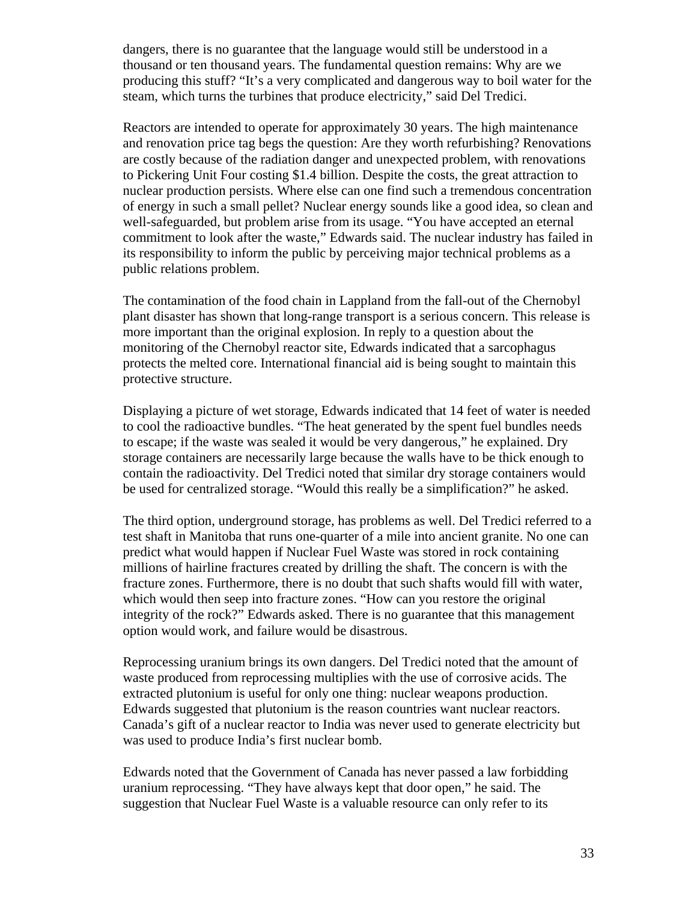dangers, there is no guarantee that the language would still be understood in a thousand or ten thousand years. The fundamental question remains: Why are we producing this stuff? "It's a very complicated and dangerous way to boil water for the steam, which turns the turbines that produce electricity," said Del Tredici.

Reactors are intended to operate for approximately 30 years. The high maintenance and renovation price tag begs the question: Are they worth refurbishing? Renovations are costly because of the radiation danger and unexpected problem, with renovations to Pickering Unit Four costing $1.4 billion. Despite the costs, the great attraction to nuclear production persists. Where else can one find such a tremendous concentration of energy in such a small pellet? Nuclear energy sounds like a good idea, so clean and well-safeguarded, but problem arise from its usage. "You have accepted an eternal commitment to look after the waste," Edwards said. The nuclear industry has failed in its responsibility to inform the public by perceiving major technical problems as a public relations problem.

The contamination of the food chain in Lappland from the fall-out of the Chernobyl plant disaster has shown that long-range transport is a serious concern. This release is more important than the original explosion. In reply to a question about the monitoring of the Chernobyl reactor site, Edwards indicated that a sarcophagus protects the melted core. International financial aid is being sought to maintain this protective structure.

Displaying a picture of wet storage, Edwards indicated that 14 feet of water is needed to cool the radioactive bundles. "The heat generated by the spent fuel bundles needs to escape; if the waste was sealed it would be very dangerous," he explained. Dry storage containers are necessarily large because the walls have to be thick enough to contain the radioactivity. Del Tredici noted that similar dry storage containers would be used for centralized storage. "Would this really be a simplification?" he asked.

The third option, underground storage, has problems as well. Del Tredici referred to a test shaft in Manitoba that runs one-quarter of a mile into ancient granite. No one can predict what would happen if Nuclear Fuel Waste was stored in rock containing millions of hairline fractures created by drilling the shaft. The concern is with the fracture zones. Furthermore, there is no doubt that such shafts would fill with water, which would then seep into fracture zones. "How can you restore the original integrity of the rock?" Edwards asked. There is no guarantee that this management option would work, and failure would be disastrous.

Reprocessing uranium brings its own dangers. Del Tredici noted that the amount of waste produced from reprocessing multiplies with the use of corrosive acids. The extracted plutonium is useful for only one thing: nuclear weapons production. Edwards suggested that plutonium is the reason countries want nuclear reactors. Canada's gift of a nuclear reactor to India was never used to generate electricity but was used to produce India's first nuclear bomb.

Edwards noted that the Government of Canada has never passed a law forbidding uranium reprocessing. "They have always kept that door open," he said. The suggestion that Nuclear Fuel Waste is a valuable resource can only refer to its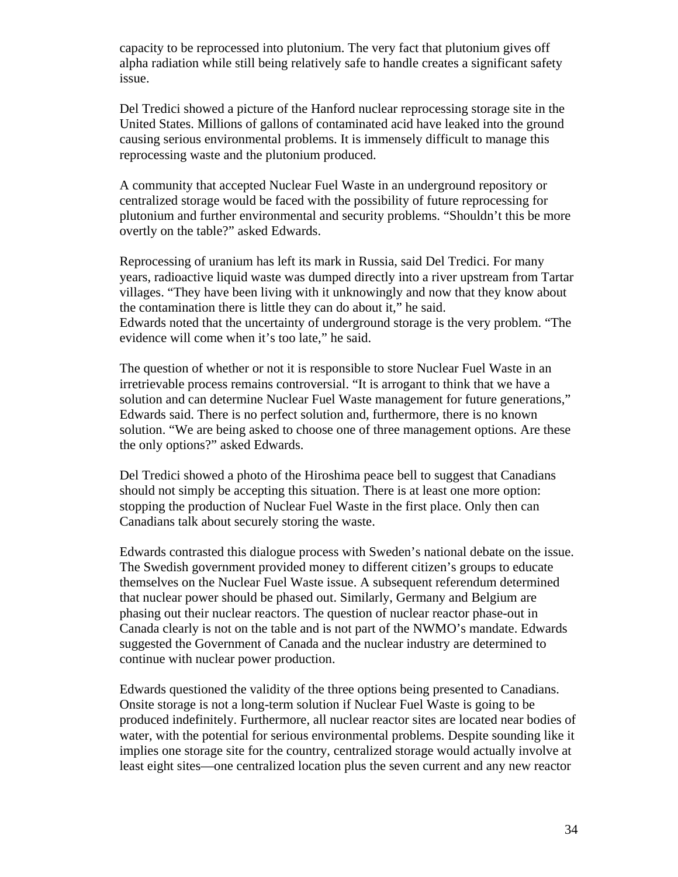capacity to be reprocessed into plutonium. The very fact that plutonium gives off alpha radiation while still being relatively safe to handle creates a significant safety issue.

Del Tredici showed a picture of the Hanford nuclear reprocessing storage site in the United States. Millions of gallons of contaminated acid have leaked into the ground causing serious environmental problems. It is immensely difficult to manage this reprocessing waste and the plutonium produced.

A community that accepted Nuclear Fuel Waste in an underground repository or centralized storage would be faced with the possibility of future reprocessing for plutonium and further environmental and security problems. “Shouldn’t this be more overtly on the table?” asked Edwards.

Reprocessing of uranium has left its mark in Russia, said Del Tredici. For many years, radioactive liquid waste was dumped directly into a river upstream from Tartar villages. “They have been living with it unknowingly and now that they know about the contamination there is little they can do about it,” he said.
Edwards noted that the uncertainty of underground storage is the very problem. “The evidence will come when it’s too late,” he said.

The question of whether or not it is responsible to store Nuclear Fuel Waste in an irretrievable process remains controversial. “It is arrogant to think that we have a solution and can determine Nuclear Fuel Waste management for future generations,” Edwards said. There is no perfect solution and, furthermore, there is no known solution. “We are being asked to choose one of three management options. Are these the only options?” asked Edwards.

Del Tredici showed a photo of the Hiroshima peace bell to suggest that Canadians should not simply be accepting this situation. There is at least one more option: stopping the production of Nuclear Fuel Waste in the first place. Only then can Canadians talk about securely storing the waste.

Edwards contrasted this dialogue process with Sweden’s national debate on the issue. The Swedish government provided money to different citizen’s groups to educate themselves on the Nuclear Fuel Waste issue. A subsequent referendum determined that nuclear power should be phased out. Similarly, Germany and Belgium are phasing out their nuclear reactors. The question of nuclear reactor phase-out in Canada clearly is not on the table and is not part of the NWMO’s mandate. Edwards suggested the Government of Canada and the nuclear industry are determined to continue with nuclear power production.

Edwards questioned the validity of the three options being presented to Canadians. Onsite storage is not a long-term solution if Nuclear Fuel Waste is going to be produced indefinitely. Furthermore, all nuclear reactor sites are located near bodies of water, with the potential for serious environmental problems. Despite sounding like it implies one storage site for the country, centralized storage would actually involve at least eight sites—one centralized location plus the seven current and any new reactor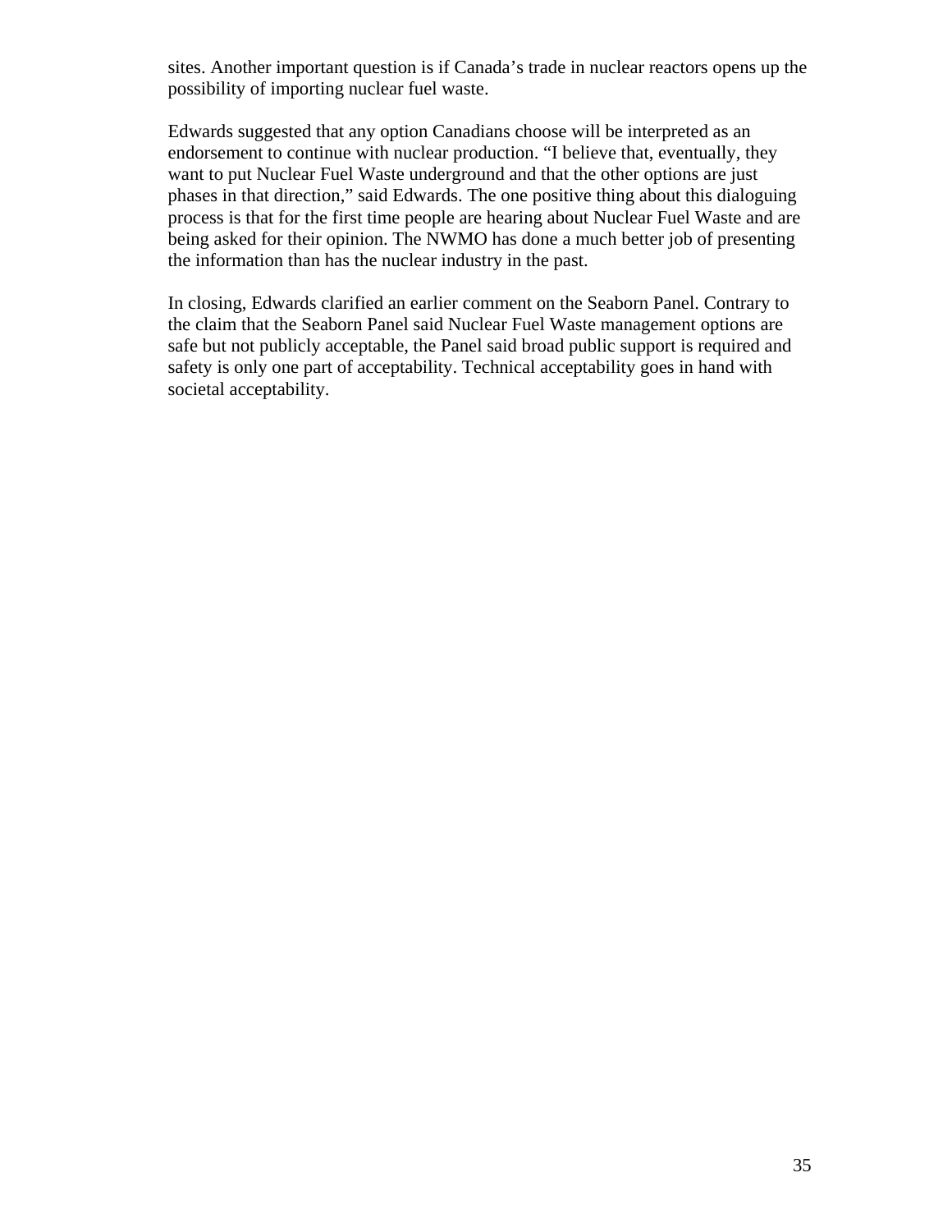sites. Another important question is if Canada's trade in nuclear reactors opens up the possibility of importing nuclear fuel waste.

Edwards suggested that any option Canadians choose will be interpreted as an endorsement to continue with nuclear production. "I believe that, eventually, they want to put Nuclear Fuel Waste underground and that the other options are just phases in that direction," said Edwards. The one positive thing about this dialoguing process is that for the first time people are hearing about Nuclear Fuel Waste and are being asked for their opinion. The NWMO has done a much better job of presenting the information than has the nuclear industry in the past.

In closing, Edwards clarified an earlier comment on the Seaborn Panel. Contrary to the claim that the Seaborn Panel said Nuclear Fuel Waste management options are safe but not publicly acceptable, the Panel said broad public support is required and safety is only one part of acceptability. Technical acceptability goes in hand with societal acceptability.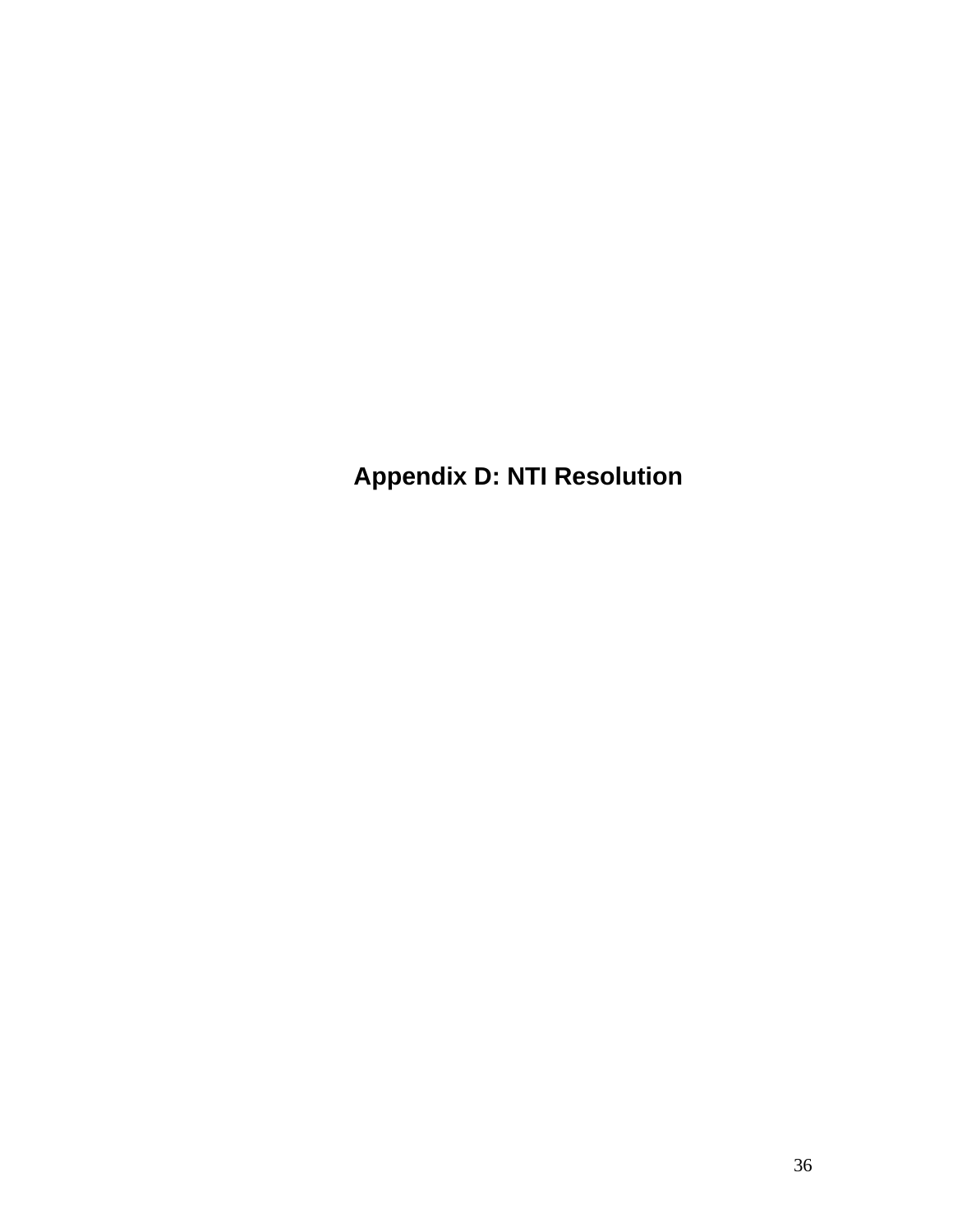# Appendix D: NTI Resolution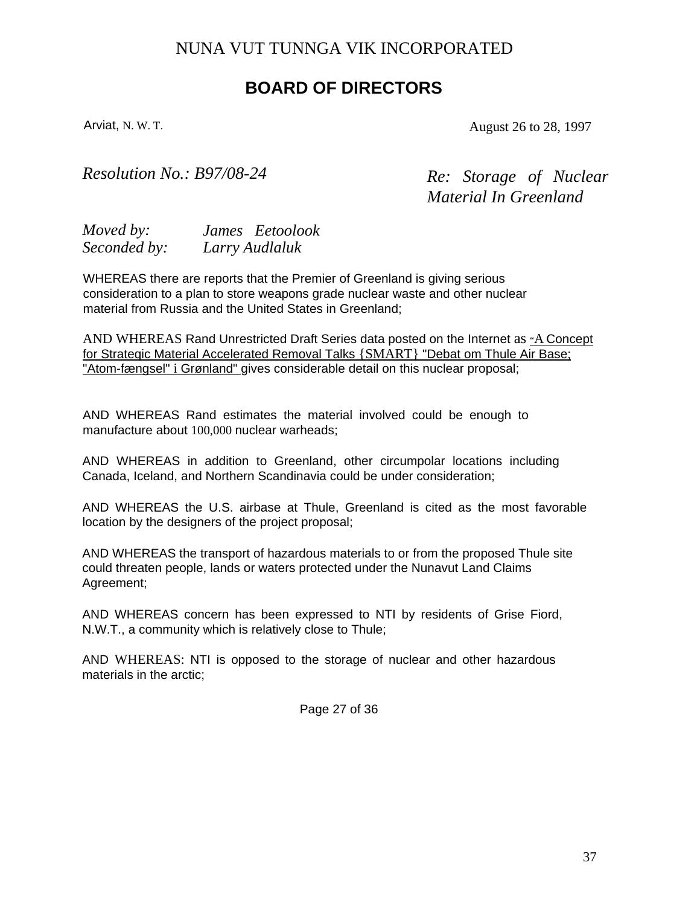# NUNA VUT TUNNGA VIK INCORPORATED

## BOARD OF DIRECTORS

Arviat, N. W. T. August 26 to 28, 1997

*Resolution No.: B97/08-24*

*Re: Storage of Nuclear Material In Greenland*

*Moved by:* *James Eetoolook*
*Seconded by:* *Larry Audlaluk*

WHEREAS there are reports that the Premier of Greenland is giving serious consideration to a plan to store weapons grade nuclear waste and other nuclear material from Russia and the United States in Greenland;

AND WHEREAS Rand Unrestricted Draft Series data posted on the Internet as "A Concept for Strategic Material Accelerated Removal Talks {SMART} "Debat om Thule Air Base; "Atom-fængsel" i Grønland" gives considerable detail on this nuclear proposal;

AND WHEREAS Rand estimates the material involved could be enough to manufacture about 100,000 nuclear warheads;

AND WHEREAS in addition to Greenland, other circumpolar locations including Canada, Iceland, and Northern Scandinavia could be under consideration;

AND WHEREAS the U.S. airbase at Thule, Greenland is cited as the most favorable location by the designers of the project proposal;

AND WHEREAS the transport of hazardous materials to or from the proposed Thule site could threaten people, lands or waters protected under the Nunavut Land Claims Agreement;

AND WHEREAS concern has been expressed to NTI by residents of Grise Fiord, N.W.T., a community which is relatively close to Thule;

AND WHEREAS: NTI is opposed to the storage of nuclear and other hazardous materials in the arctic;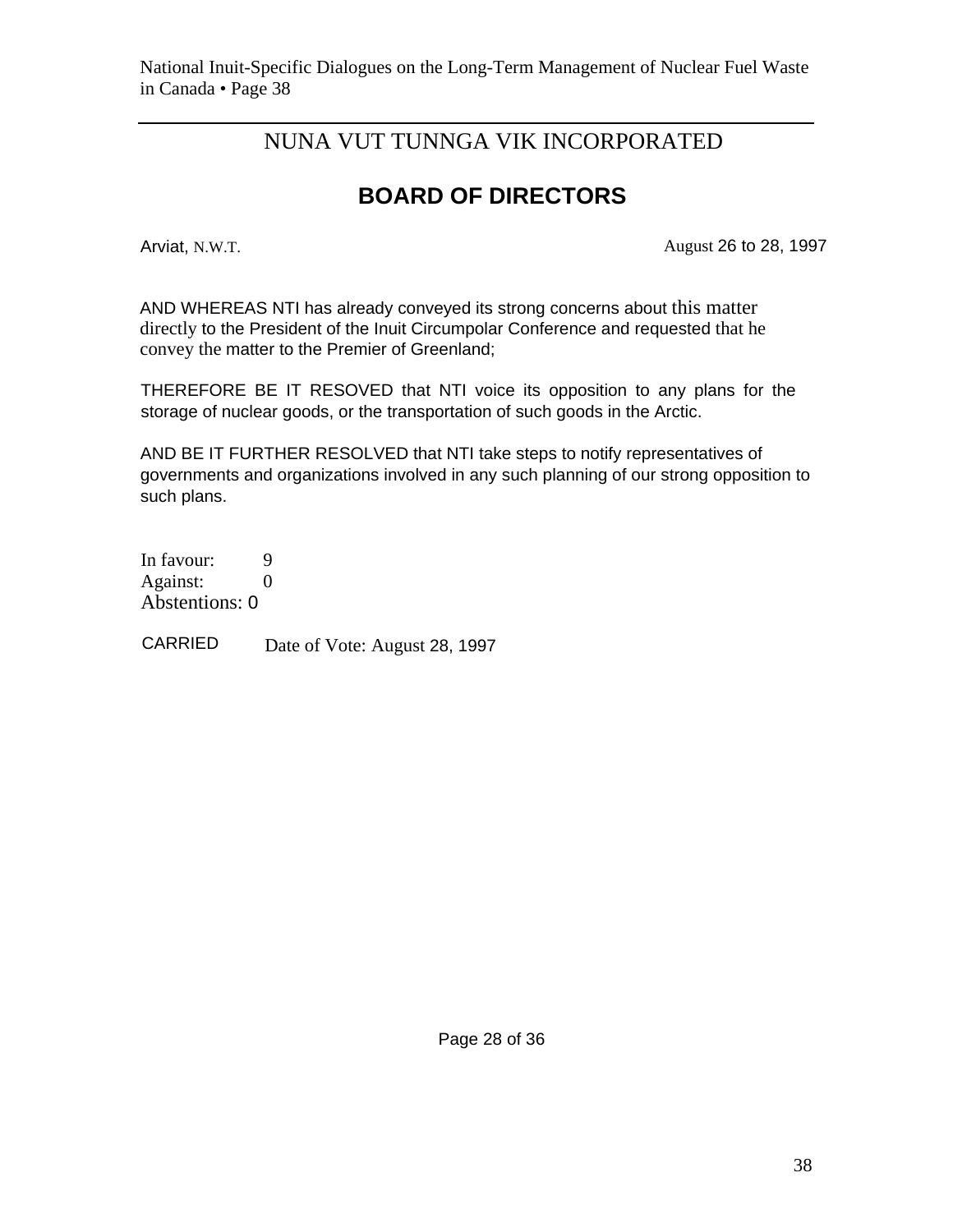# NUNA VUT TUNNGA VIK INCORPORATED

## BOARD OF DIRECTORS

Arviat, N.W.T. August 26 to 28, 1997

AND WHEREAS NTI has already conveyed its strong concerns about this matter directly to the President of the Inuit Circumpolar Conference and requested that he convey the matter to the Premier of Greenland;

THEREFORE BE IT RESOVED that NTI voice its opposition to any plans for the storage of nuclear goods, or the transportation of such goods in the Arctic.

AND BE IT FURTHER RESOLVED that NTI take steps to notify representatives of governments and organizations involved in any such planning of our strong opposition to such plans.

In favour: 9
Against: 0
Abstentions: 0

CARRIED Date of Vote: August 28, 1997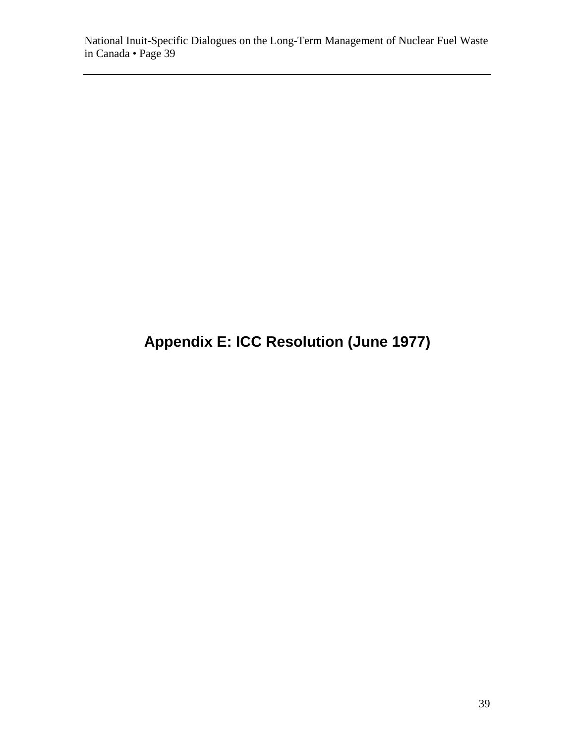# Appendix E: ICC Resolution (June 1977)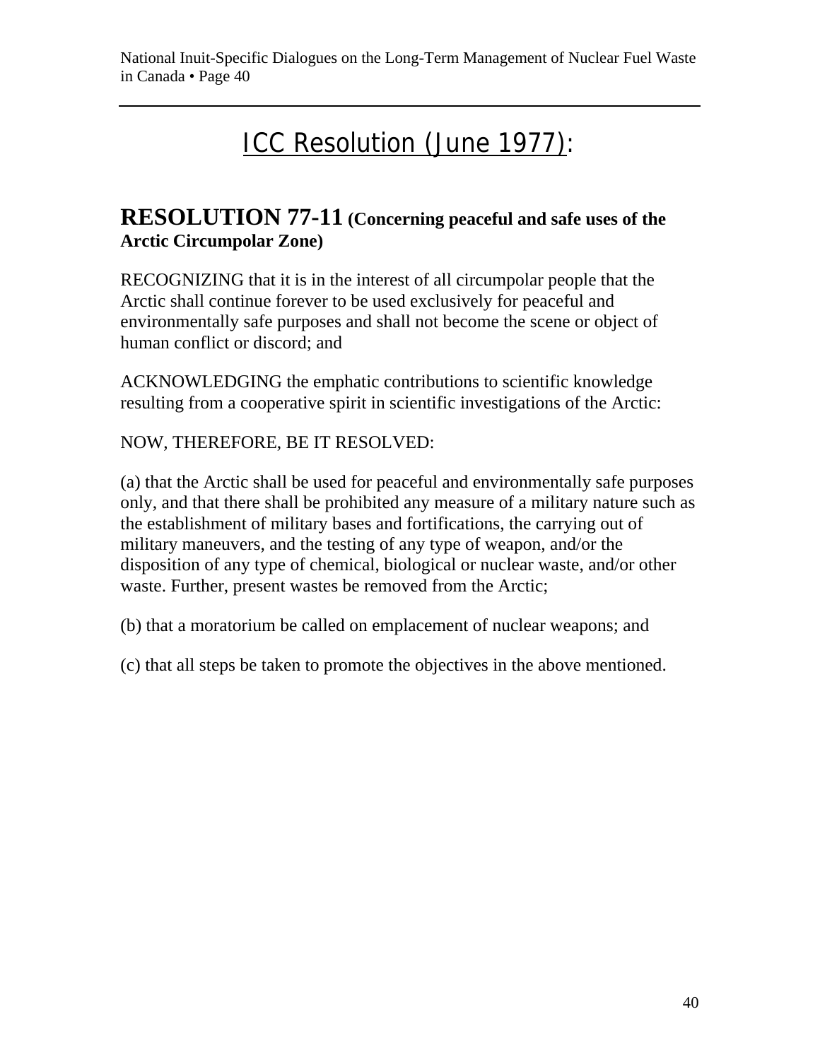# ICC Resolution (June 1977):

## RESOLUTION 77-11 (Concerning peaceful and safe uses of the Arctic Circumpolar Zone)

RECOGNIZING that it is in the interest of all circumpolar people that the Arctic shall continue forever to be used exclusively for peaceful and environmentally safe purposes and shall not become the scene or object of human conflict or discord; and

ACKNOWLEDGING the emphatic contributions to scientific knowledge resulting from a cooperative spirit in scientific investigations of the Arctic:

NOW, THEREFORE, BE IT RESOLVED:

(a) that the Arctic shall be used for peaceful and environmentally safe purposes only, and that there shall be prohibited any measure of a military nature such as the establishment of military bases and fortifications, the carrying out of military maneuvers, and the testing of any type of weapon, and/or the disposition of any type of chemical, biological or nuclear waste, and/or other waste. Further, present wastes be removed from the Arctic;

(b) that a moratorium be called on emplacement of nuclear weapons; and

(c) that all steps be taken to promote the objectives in the above mentioned.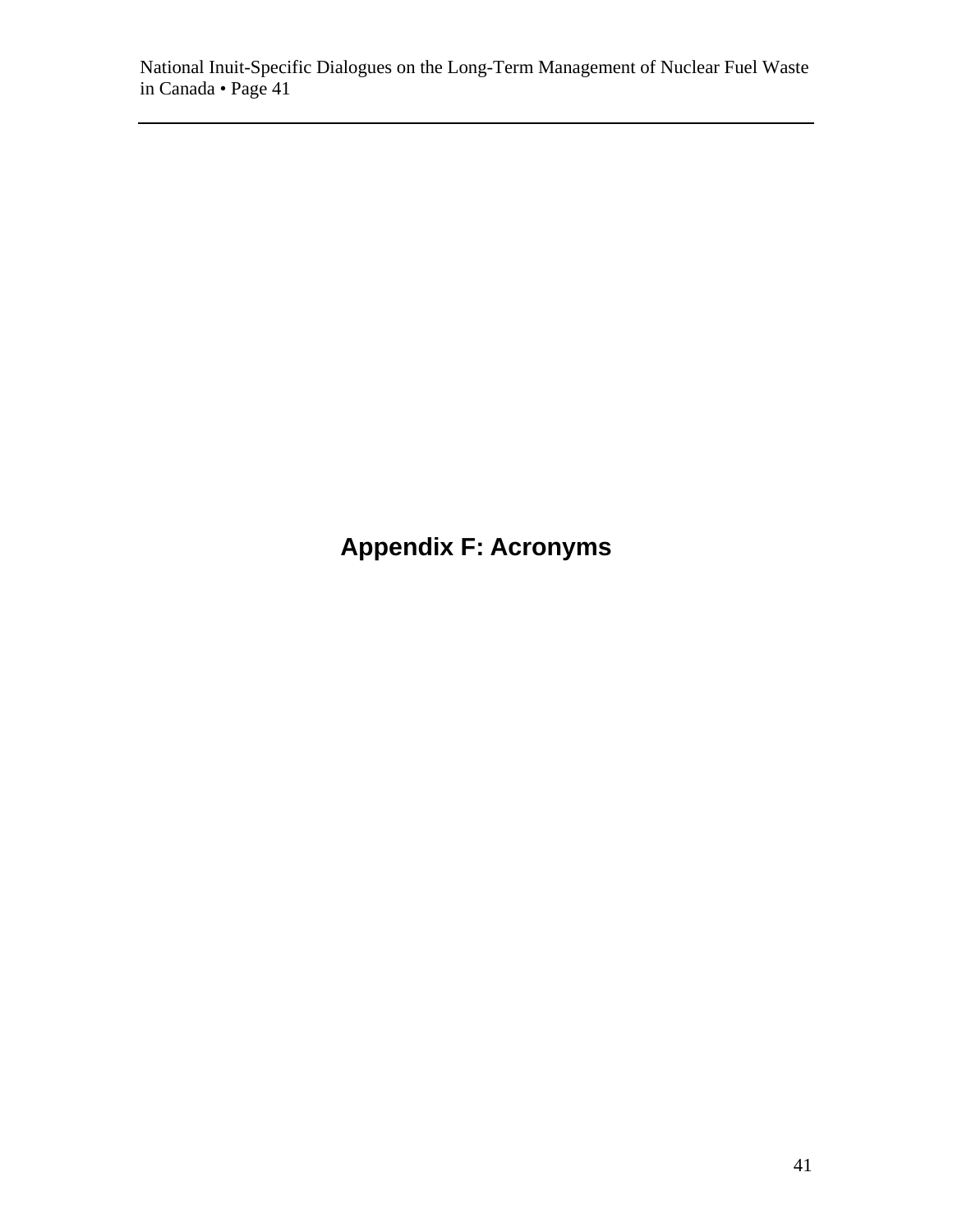# Appendix F: Acronyms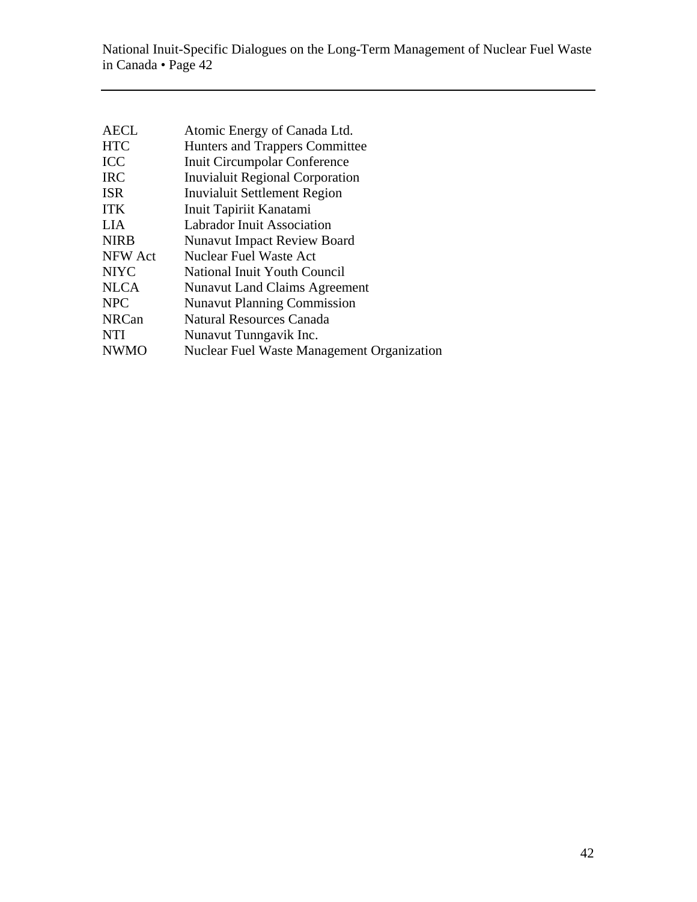| | |
|---|---|
| AECL | Atomic Energy of Canada Ltd. |
| HTC | Hunters and Trappers Committee |
| ICC | Inuit Circumpolar Conference |
| IRC | Inuvialuit Regional Corporation |
| ISR | Inuvialuit Settlement Region |
| ITK | Inuit Tapiriit Kanatami |
| LIA | Labrador Inuit Association |
| NIRB | Nunavut Impact Review Board |
| NFW Act | Nuclear Fuel Waste Act |
| NIYC | National Inuit Youth Council |
| NLCA | Nunavut Land Claims Agreement |
| NPC | Nunavut Planning Commission |
| NRCan | Natural Resources Canada |
| NTI | Nunavut Tunngavik Inc. |
| NWMO | Nuclear Fuel Waste Management Organization |